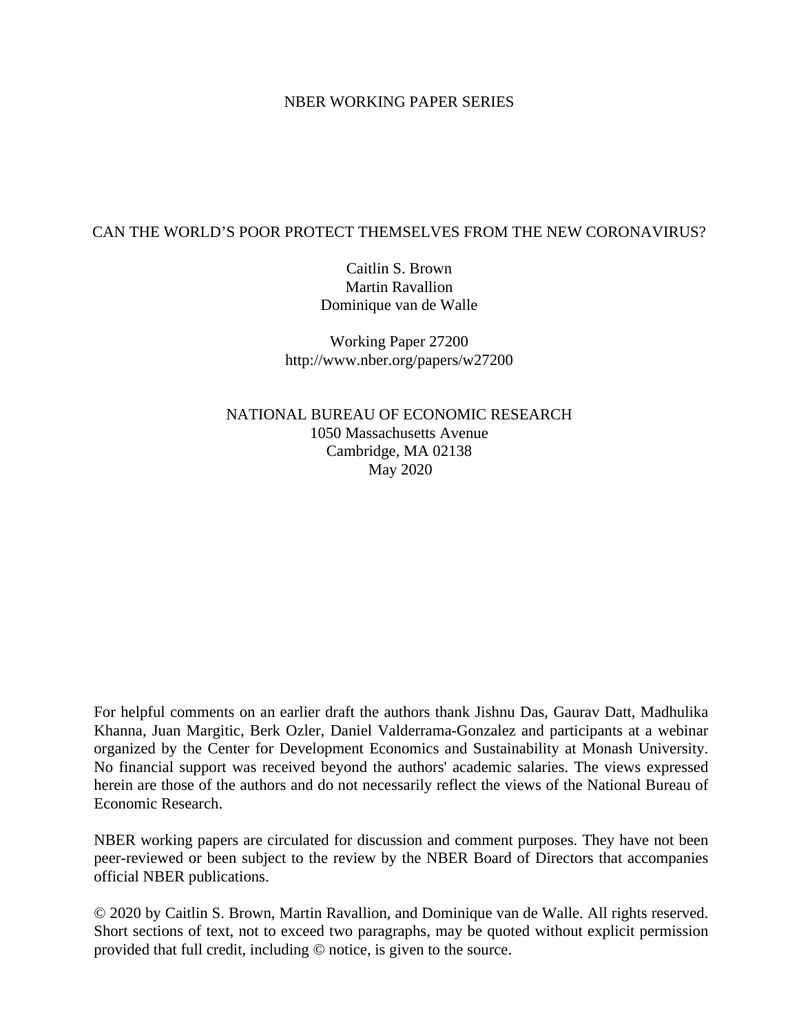NBER WORKING PAPER SERIES

# CAN THE WORLD'S POOR PROTECT THEMSELVES FROM THE NEW CORONAVIRUS?

Caitlin S. Brown
Martin Ravallion
Dominique van de Walle

Working Paper 27200
http://www.nber.org/papers/w27200

NATIONAL BUREAU OF ECONOMIC RESEARCH
1050 Massachusetts Avenue
Cambridge, MA 02138
May 2020

For helpful comments on an earlier draft the authors thank Jishnu Das, Gaurav Datt, Madhulika Khanna, Juan Margitic, Berk Ozler, Daniel Valderrama-Gonzalez and participants at a webinar organized by the Center for Development Economics and Sustainability at Monash University. No financial support was received beyond the authors' academic salaries. The views expressed herein are those of the authors and do not necessarily reflect the views of the National Bureau of Economic Research.

NBER working papers are circulated for discussion and comment purposes. They have not been peer-reviewed or been subject to the review by the NBER Board of Directors that accompanies official NBER publications.

© 2020 by Caitlin S. Brown, Martin Ravallion, and Dominique van de Walle. All rights reserved. Short sections of text, not to exceed two paragraphs, may be quoted without explicit permission provided that full credit, including © notice, is given to the source.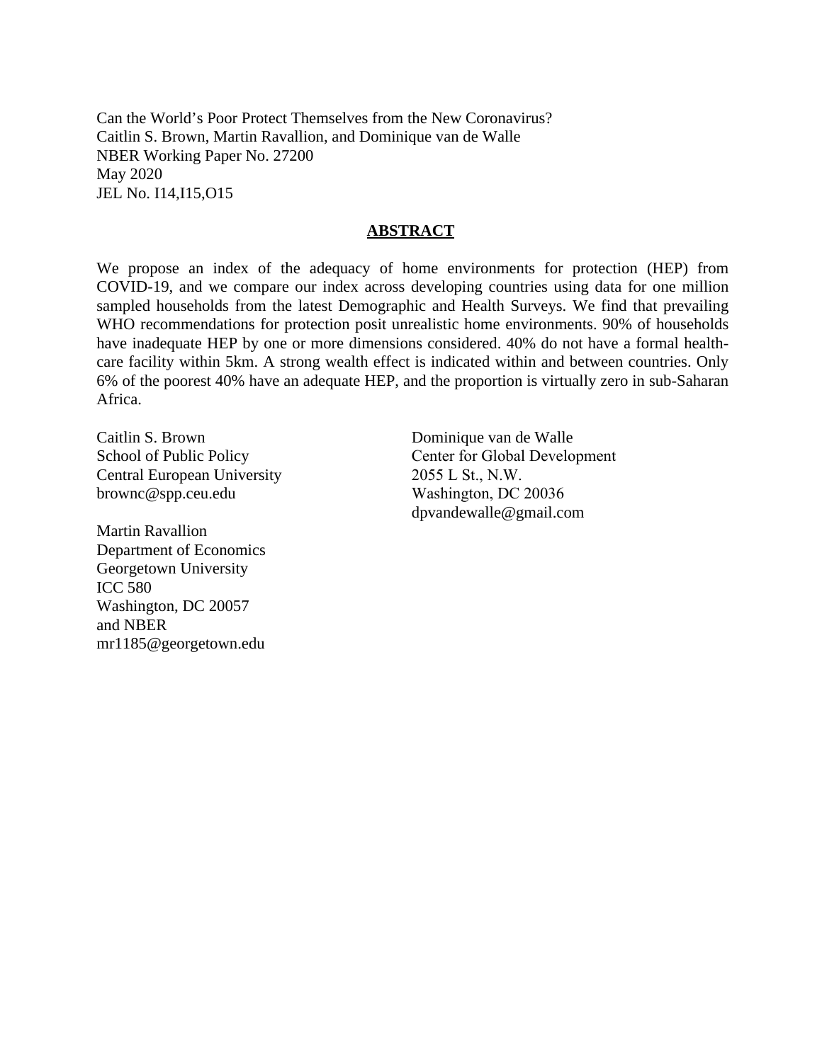Can the World’s Poor Protect Themselves from the New Coronavirus?
Caitlin S. Brown, Martin Ravallion, and Dominique van de Walle
NBER Working Paper No. 27200
May 2020
JEL No. I14,I15,O15

## ABSTRACT

We propose an index of the adequacy of home environments for protection (HEP) from COVID-19, and we compare our index across developing countries using data for one million sampled households from the latest Demographic and Health Surveys. We find that prevailing WHO recommendations for protection posit unrealistic home environments. 90% of households have inadequate HEP by one or more dimensions considered. 40% do not have a formal health-care facility within 5km. A strong wealth effect is indicated within and between countries. Only 6% of the poorest 40% have an adequate HEP, and the proportion is virtually zero in sub-Saharan Africa.

Caitlin S. Brown
School of Public Policy
Central European University
brownc@spp.ceu.edu

Martin Ravallion
Department of Economics
Georgetown University
ICC 580
Washington, DC 20057
and NBER
mr1185@georgetown.edu

Dominique van de Walle
Center for Global Development
2055 L St., N.W.
Washington, DC 20036
dpvandewalle@gmail.com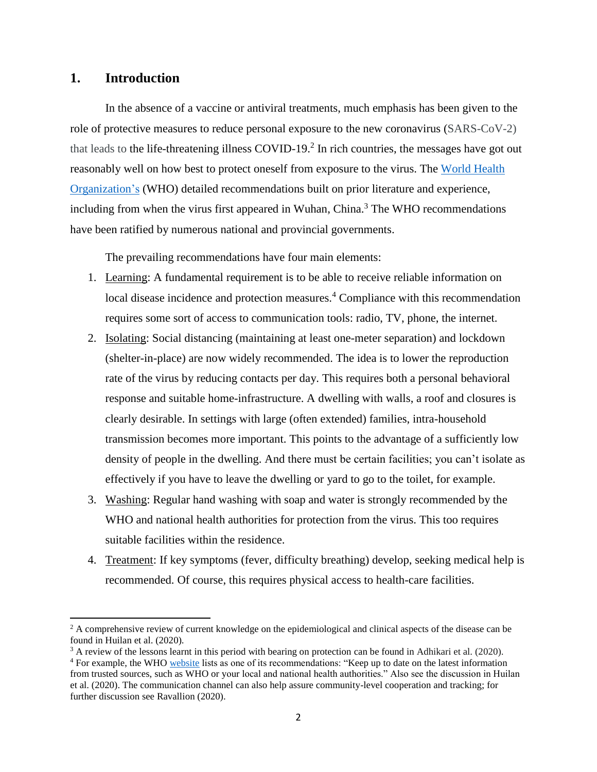## 1. Introduction

In the absence of a vaccine or antiviral treatments, much emphasis has been given to the role of protective measures to reduce personal exposure to the new coronavirus (SARS-CoV-2) that leads to the life-threatening illness COVID-19.[2] In rich countries, the messages have got out reasonably well on how best to protect oneself from exposure to the virus. The World Health Organization's (WHO) detailed recommendations built on prior literature and experience, including from when the virus first appeared in Wuhan, China.[3] The WHO recommendations have been ratified by numerous national and provincial governments.

The prevailing recommendations have four main elements:

1. Learning: A fundamental requirement is to be able to receive reliable information on local disease incidence and protection measures.[4] Compliance with this recommendation requires some sort of access to communication tools: radio, TV, phone, the internet.
2. Isolating: Social distancing (maintaining at least one-meter separation) and lockdown (shelter-in-place) are now widely recommended. The idea is to lower the reproduction rate of the virus by reducing contacts per day. This requires both a personal behavioral response and suitable home-infrastructure. A dwelling with walls, a roof and closures is clearly desirable. In settings with large (often extended) families, intra-household transmission becomes more important. This points to the advantage of a sufficiently low density of people in the dwelling. And there must be certain facilities; you can't isolate as effectively if you have to leave the dwelling or yard to go to the toilet, for example.
3. Washing: Regular hand washing with soap and water is strongly recommended by the WHO and national health authorities for protection from the virus. This too requires suitable facilities within the residence.
4. Treatment: If key symptoms (fever, difficulty breathing) develop, seeking medical help is recommended. Of course, this requires physical access to health-care facilities.

---

[2] A comprehensive review of current knowledge on the epidemiological and clinical aspects of the disease can be found in Huilan et al. (2020).

[3] A review of the lessons learnt in this period with bearing on protection can be found in Adhikari et al. (2020).

[4] For example, the WHO website lists as one of its recommendations: "Keep up to date on the latest information from trusted sources, such as WHO or your local and national health authorities." Also see the discussion in Huilan et al. (2020). The communication channel can also help assure community-level cooperation and tracking; for further discussion see Ravallion (2020).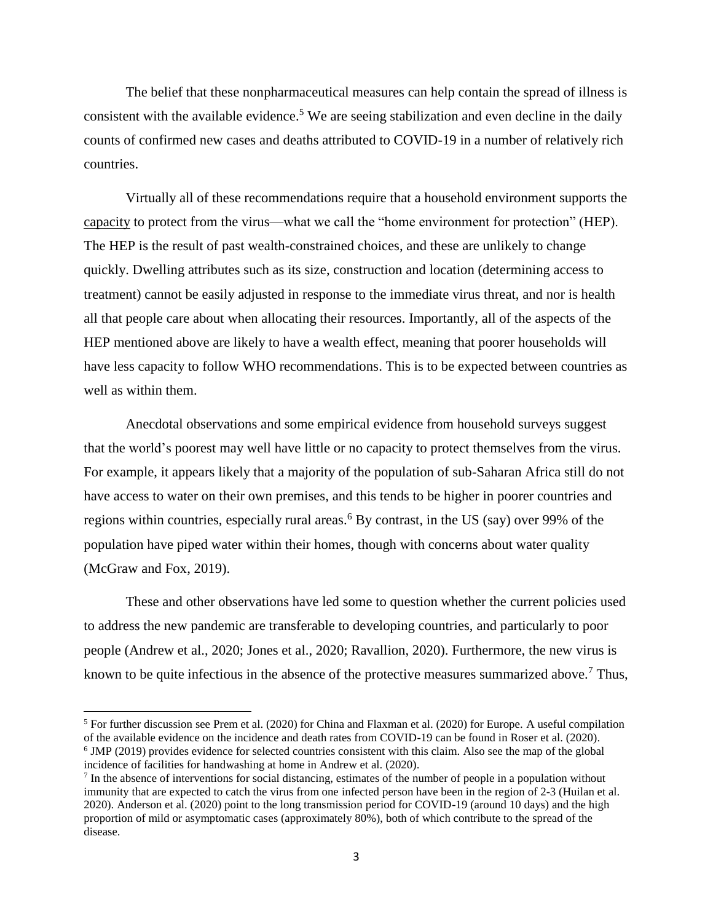The belief that these nonpharmaceutical measures can help contain the spread of illness is consistent with the available evidence.[5] We are seeing stabilization and even decline in the daily counts of confirmed new cases and deaths attributed to COVID-19 in a number of relatively rich countries.

Virtually all of these recommendations require that a household environment supports the capacity to protect from the virus—what we call the "home environment for protection" (HEP). The HEP is the result of past wealth-constrained choices, and these are unlikely to change quickly. Dwelling attributes such as its size, construction and location (determining access to treatment) cannot be easily adjusted in response to the immediate virus threat, and nor is health all that people care about when allocating their resources. Importantly, all of the aspects of the HEP mentioned above are likely to have a wealth effect, meaning that poorer households will have less capacity to follow WHO recommendations. This is to be expected between countries as well as within them.

Anecdotal observations and some empirical evidence from household surveys suggest that the world's poorest may well have little or no capacity to protect themselves from the virus. For example, it appears likely that a majority of the population of sub-Saharan Africa still do not have access to water on their own premises, and this tends to be higher in poorer countries and regions within countries, especially rural areas.[6] By contrast, in the US (say) over 99% of the population have piped water within their homes, though with concerns about water quality (McGraw and Fox, 2019).

These and other observations have led some to question whether the current policies used to address the new pandemic are transferable to developing countries, and particularly to poor people (Andrew et al., 2020; Jones et al., 2020; Ravallion, 2020). Furthermore, the new virus is known to be quite infectious in the absence of the protective measures summarized above.[7] Thus,

---

[5] For further discussion see Prem et al. (2020) for China and Flaxman et al. (2020) for Europe. A useful compilation of the available evidence on the incidence and death rates from COVID-19 can be found in Roser et al. (2020).

[6] JMP (2019) provides evidence for selected countries consistent with this claim. Also see the map of the global incidence of facilities for handwashing at home in Andrew et al. (2020).

[7] In the absence of interventions for social distancing, estimates of the number of people in a population without immunity that are expected to catch the virus from one infected person have been in the region of 2-3 (Huilan et al. 2020). Anderson et al. (2020) point to the long transmission period for COVID-19 (around 10 days) and the high proportion of mild or asymptomatic cases (approximately 80%), both of which contribute to the spread of the disease.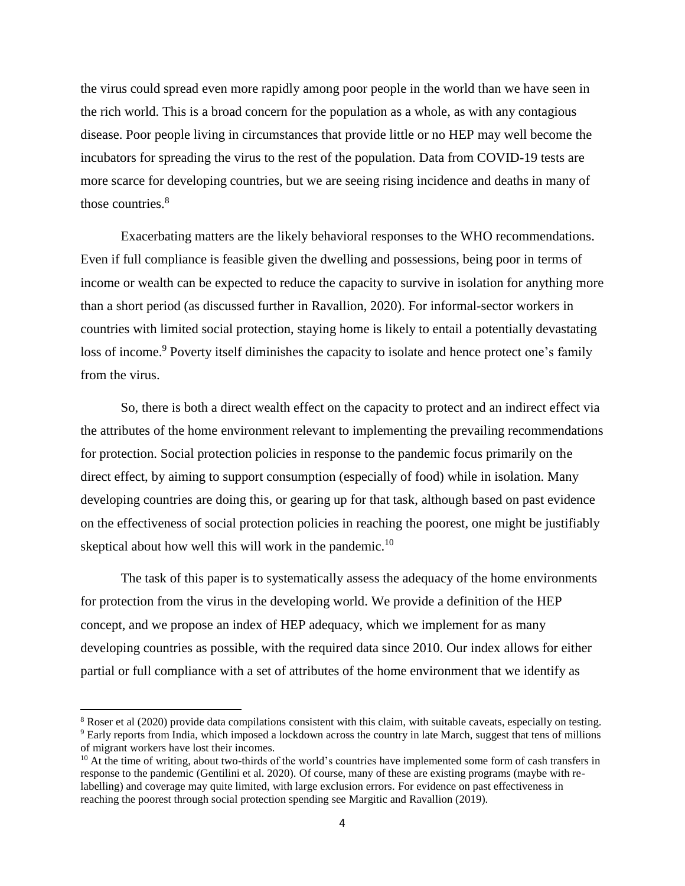the virus could spread even more rapidly among poor people in the world than we have seen in the rich world. This is a broad concern for the population as a whole, as with any contagious disease. Poor people living in circumstances that provide little or no HEP may well become the incubators for spreading the virus to the rest of the population. Data from COVID-19 tests are more scarce for developing countries, but we are seeing rising incidence and deaths in many of those countries.[8]

Exacerbating matters are the likely behavioral responses to the WHO recommendations. Even if full compliance is feasible given the dwelling and possessions, being poor in terms of income or wealth can be expected to reduce the capacity to survive in isolation for anything more than a short period (as discussed further in Ravallion, 2020). For informal-sector workers in countries with limited social protection, staying home is likely to entail a potentially devastating loss of income.[9] Poverty itself diminishes the capacity to isolate and hence protect one's family from the virus.

So, there is both a direct wealth effect on the capacity to protect and an indirect effect via the attributes of the home environment relevant to implementing the prevailing recommendations for protection. Social protection policies in response to the pandemic focus primarily on the direct effect, by aiming to support consumption (especially of food) while in isolation. Many developing countries are doing this, or gearing up for that task, although based on past evidence on the effectiveness of social protection policies in reaching the poorest, one might be justifiably skeptical about how well this will work in the pandemic.[10]

The task of this paper is to systematically assess the adequacy of the home environments for protection from the virus in the developing world. We provide a definition of the HEP concept, and we propose an index of HEP adequacy, which we implement for as many developing countries as possible, with the required data since 2010. Our index allows for either partial or full compliance with a set of attributes of the home environment that we identify as

---

[8] Roser et al (2020) provide data compilations consistent with this claim, with suitable caveats, especially on testing.

[9] Early reports from India, which imposed a lockdown across the country in late March, suggest that tens of millions of migrant workers have lost their incomes.

[10] At the time of writing, about two-thirds of the world's countries have implemented some form of cash transfers in response to the pandemic (Gentilini et al. 2020). Of course, many of these are existing programs (maybe with re-labelling) and coverage may quite limited, with large exclusion errors. For evidence on past effectiveness in reaching the poorest through social protection spending see Margitic and Ravallion (2019).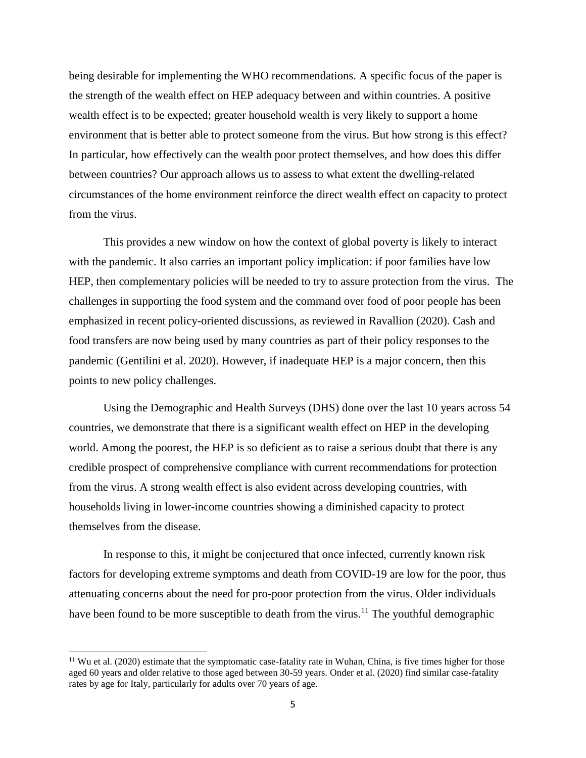being desirable for implementing the WHO recommendations. A specific focus of the paper is the strength of the wealth effect on HEP adequacy between and within countries. A positive wealth effect is to be expected; greater household wealth is very likely to support a home environment that is better able to protect someone from the virus. But how strong is this effect? In particular, how effectively can the wealth poor protect themselves, and how does this differ between countries? Our approach allows us to assess to what extent the dwelling-related circumstances of the home environment reinforce the direct wealth effect on capacity to protect from the virus.

This provides a new window on how the context of global poverty is likely to interact with the pandemic. It also carries an important policy implication: if poor families have low HEP, then complementary policies will be needed to try to assure protection from the virus. The challenges in supporting the food system and the command over food of poor people has been emphasized in recent policy-oriented discussions, as reviewed in Ravallion (2020). Cash and food transfers are now being used by many countries as part of their policy responses to the pandemic (Gentilini et al. 2020). However, if inadequate HEP is a major concern, then this points to new policy challenges.

Using the Demographic and Health Surveys (DHS) done over the last 10 years across 54 countries, we demonstrate that there is a significant wealth effect on HEP in the developing world. Among the poorest, the HEP is so deficient as to raise a serious doubt that there is any credible prospect of comprehensive compliance with current recommendations for protection from the virus. A strong wealth effect is also evident across developing countries, with households living in lower-income countries showing a diminished capacity to protect themselves from the disease.

In response to this, it might be conjectured that once infected, currently known risk factors for developing extreme symptoms and death from COVID-19 are low for the poor, thus attenuating concerns about the need for pro-poor protection from the virus. Older individuals have been found to be more susceptible to death from the virus.[11] The youthful demographic

[11] Wu et al. (2020) estimate that the symptomatic case-fatality rate in Wuhan, China, is five times higher for those aged 60 years and older relative to those aged between 30-59 years. Onder et al. (2020) find similar case-fatality rates by age for Italy, particularly for adults over 70 years of age.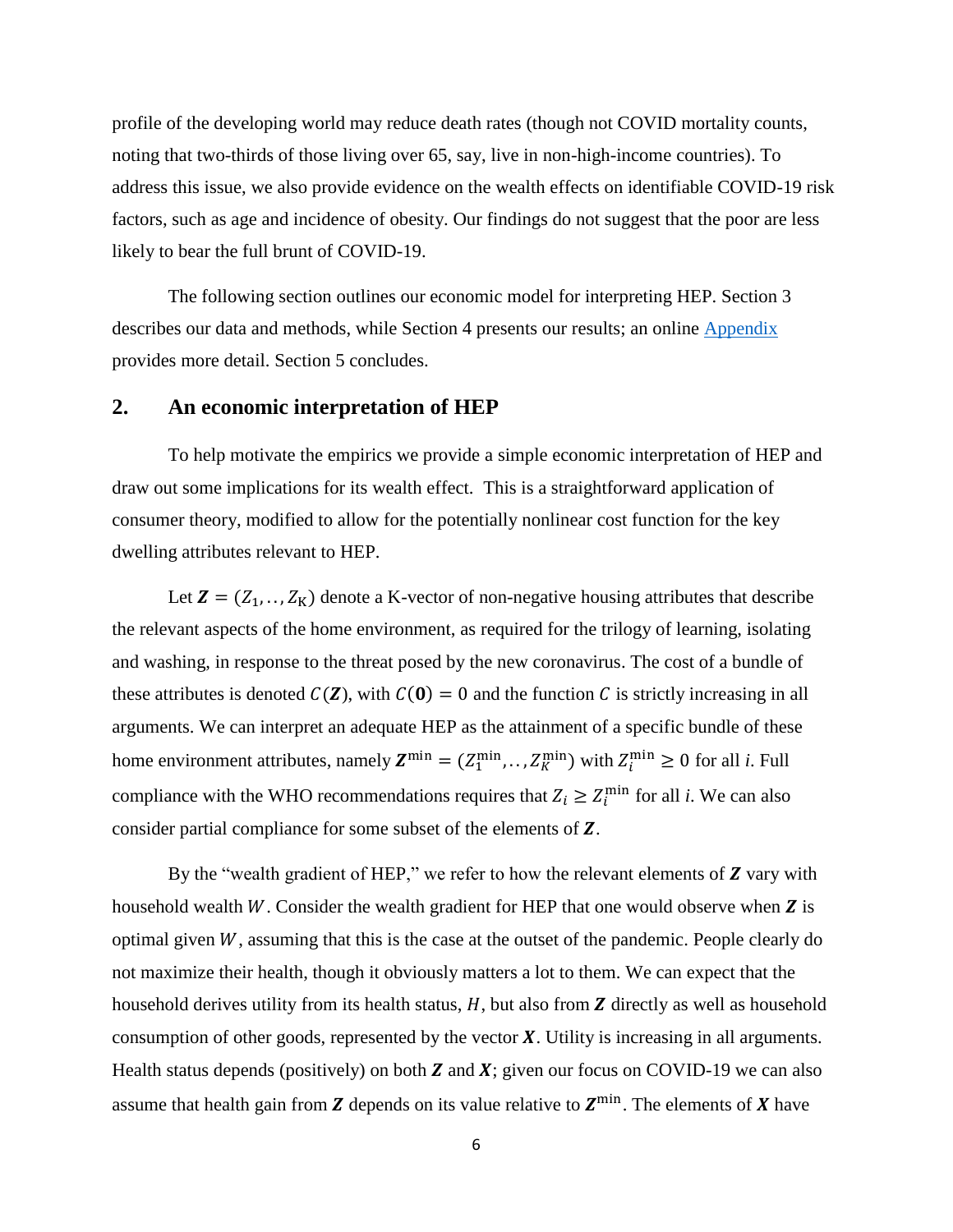profile of the developing world may reduce death rates (though not COVID mortality counts, noting that two-thirds of those living over 65, say, live in non-high-income countries). To address this issue, we also provide evidence on the wealth effects on identifiable COVID-19 risk factors, such as age and incidence of obesity. Our findings do not suggest that the poor are less likely to bear the full brunt of COVID-19.

The following section outlines our economic model for interpreting HEP. Section 3 describes our data and methods, while Section 4 presents our results; an online Appendix provides more detail. Section 5 concludes.

## 2. An economic interpretation of HEP

To help motivate the empirics we provide a simple economic interpretation of HEP and draw out some implications for its wealth effect. This is a straightforward application of consumer theory, modified to allow for the potentially nonlinear cost function for the key dwelling attributes relevant to HEP.

Let $\boldsymbol{Z} = (Z_1, .., Z_K)$ denote a K-vector of non-negative housing attributes that describe the relevant aspects of the home environment, as required for the trilogy of learning, isolating and washing, in response to the threat posed by the new coronavirus. The cost of a bundle of these attributes is denoted $C(\boldsymbol{Z})$, with $C(\boldsymbol{0}) = 0$ and the function $C$ is strictly increasing in all arguments. We can interpret an adequate HEP as the attainment of a specific bundle of these home environment attributes, namely $\boldsymbol{Z}^{\min} = (Z_1^{\min}, .., Z_K^{\min})$ with $Z_i^{\min} \geq 0$ for all *i*. Full compliance with the WHO recommendations requires that $Z_i \geq Z_i^{\min}$ for all *i*. We can also consider partial compliance for some subset of the elements of $\boldsymbol{Z}$.

By the "wealth gradient of HEP," we refer to how the relevant elements of $\boldsymbol{Z}$ vary with household wealth $W$. Consider the wealth gradient for HEP that one would observe when $\boldsymbol{Z}$ is optimal given $W$, assuming that this is the case at the outset of the pandemic. People clearly do not maximize their health, though it obviously matters a lot to them. We can expect that the household derives utility from its health status, $H$, but also from $\boldsymbol{Z}$ directly as well as household consumption of other goods, represented by the vector $\boldsymbol{X}$. Utility is increasing in all arguments. Health status depends (positively) on both $\boldsymbol{Z}$ and $\boldsymbol{X}$; given our focus on COVID-19 we can also assume that health gain from $\boldsymbol{Z}$ depends on its value relative to $\boldsymbol{Z}^{\min}$. The elements of $\boldsymbol{X}$ have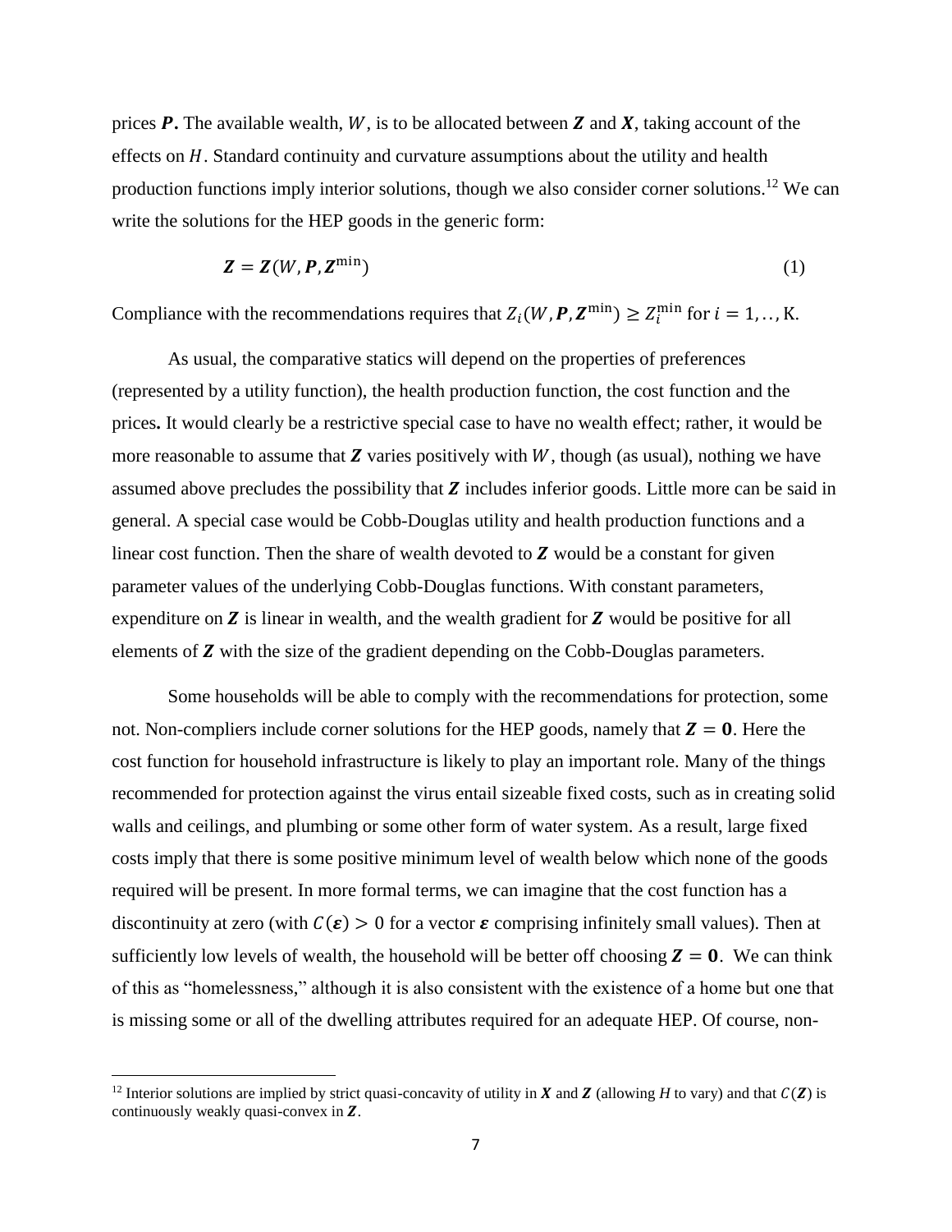prices $\boldsymbol{P}$**.** The available wealth, $W$, is to be allocated between $\boldsymbol{Z}$ and $\boldsymbol{X}$, taking account of the effects on $H$. Standard continuity and curvature assumptions about the utility and health production functions imply interior solutions, though we also consider corner solutions.[12] We can write the solutions for the HEP goods in the generic form:

$$\boldsymbol{Z} = \boldsymbol{Z}(W, \boldsymbol{P}, \boldsymbol{Z}^{\min}) \tag{1}$$

Compliance with the recommendations requires that $Z_i(W, \boldsymbol{P}, \boldsymbol{Z}^{\min}) \geq Z_i^{\min}$ for $i = 1, .., \mathrm{K}$.

As usual, the comparative statics will depend on the properties of preferences (represented by a utility function), the health production function, the cost function and the prices**.** It would clearly be a restrictive special case to have no wealth effect; rather, it would be more reasonable to assume that $\boldsymbol{Z}$ varies positively with $W$, though (as usual), nothing we have assumed above precludes the possibility that $\boldsymbol{Z}$ includes inferior goods. Little more can be said in general. A special case would be Cobb-Douglas utility and health production functions and a linear cost function. Then the share of wealth devoted to $\boldsymbol{Z}$ would be a constant for given parameter values of the underlying Cobb-Douglas functions. With constant parameters, expenditure on $\boldsymbol{Z}$ is linear in wealth, and the wealth gradient for $\boldsymbol{Z}$ would be positive for all elements of $\boldsymbol{Z}$ with the size of the gradient depending on the Cobb-Douglas parameters.

Some households will be able to comply with the recommendations for protection, some not. Non-compliers include corner solutions for the HEP goods, namely that $\boldsymbol{Z} = \boldsymbol{0}$. Here the cost function for household infrastructure is likely to play an important role. Many of the things recommended for protection against the virus entail sizeable fixed costs, such as in creating solid walls and ceilings, and plumbing or some other form of water system. As a result, large fixed costs imply that there is some positive minimum level of wealth below which none of the goods required will be present. In more formal terms, we can imagine that the cost function has a discontinuity at zero (with $C(\boldsymbol{\varepsilon}) > 0$ for a vector $\boldsymbol{\varepsilon}$ comprising infinitely small values). Then at sufficiently low levels of wealth, the household will be better off choosing $\boldsymbol{Z} = \boldsymbol{0}$. We can think of this as "homelessness," although it is also consistent with the existence of a home but one that is missing some or all of the dwelling attributes required for an adequate HEP. Of course, non-

[12] Interior solutions are implied by strict quasi-concavity of utility in $\boldsymbol{X}$ and $\boldsymbol{Z}$ (allowing $H$ to vary) and that $C(\boldsymbol{Z})$ is continuously weakly quasi-convex in $\boldsymbol{Z}$.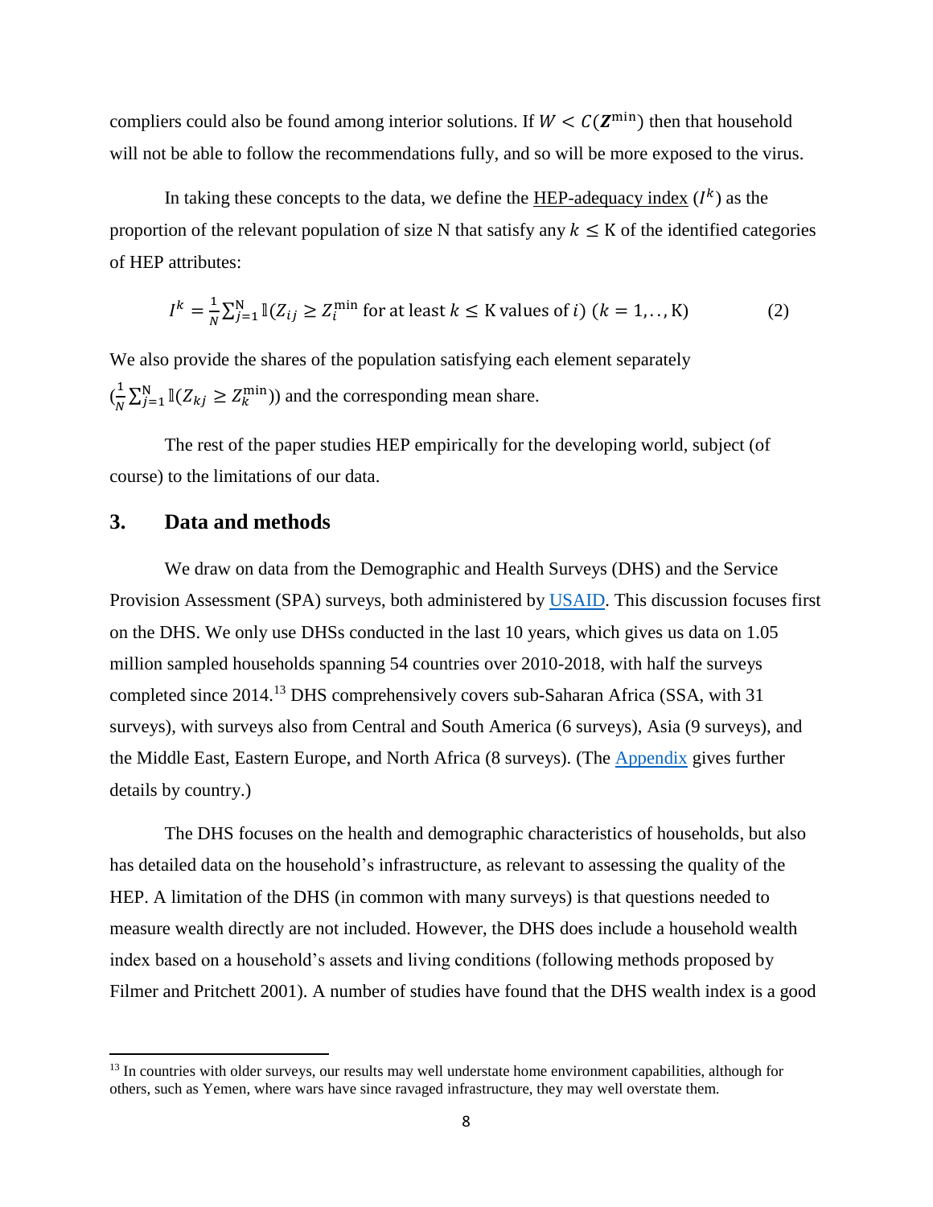compliers could also be found among interior solutions. If $W < C(\boldsymbol{Z}^{\min})$ then that household will not be able to follow the recommendations fully, and so will be more exposed to the virus.

In taking these concepts to the data, we define the HEP-adequacy index ($I^k$) as the proportion of the relevant population of size N that satisfy any $k \leq \mathrm{K}$ of the identified categories of HEP attributes:

$$I^k = \frac{1}{N}\sum_{j=1}^{\mathrm{N}} \mathbb{I}(Z_{ij} \geq Z_i^{\min} \text{ for at least } k \leq \mathrm{K} \text{ values of } i) \; (k = 1, .., \mathrm{K}) \tag{2}$$

We also provide the shares of the population satisfying each element separately ($\frac{1}{N}\sum_{j=1}^{\mathrm{N}} \mathbb{I}(Z_{kj} \geq Z_k^{\min})$) and the corresponding mean share.

The rest of the paper studies HEP empirically for the developing world, subject (of course) to the limitations of our data.

## 3. Data and methods

We draw on data from the Demographic and Health Surveys (DHS) and the Service Provision Assessment (SPA) surveys, both administered by USAID. This discussion focuses first on the DHS. We only use DHSs conducted in the last 10 years, which gives us data on 1.05 million sampled households spanning 54 countries over 2010-2018, with half the surveys completed since 2014.[13] DHS comprehensively covers sub-Saharan Africa (SSA, with 31 surveys), with surveys also from Central and South America (6 surveys), Asia (9 surveys), and the Middle East, Eastern Europe, and North Africa (8 surveys). (The Appendix gives further details by country.)

The DHS focuses on the health and demographic characteristics of households, but also has detailed data on the household's infrastructure, as relevant to assessing the quality of the HEP. A limitation of the DHS (in common with many surveys) is that questions needed to measure wealth directly are not included. However, the DHS does include a household wealth index based on a household's assets and living conditions (following methods proposed by Filmer and Pritchett 2001). A number of studies have found that the DHS wealth index is a good

[13] In countries with older surveys, our results may well understate home environment capabilities, although for others, such as Yemen, where wars have since ravaged infrastructure, they may well overstate them.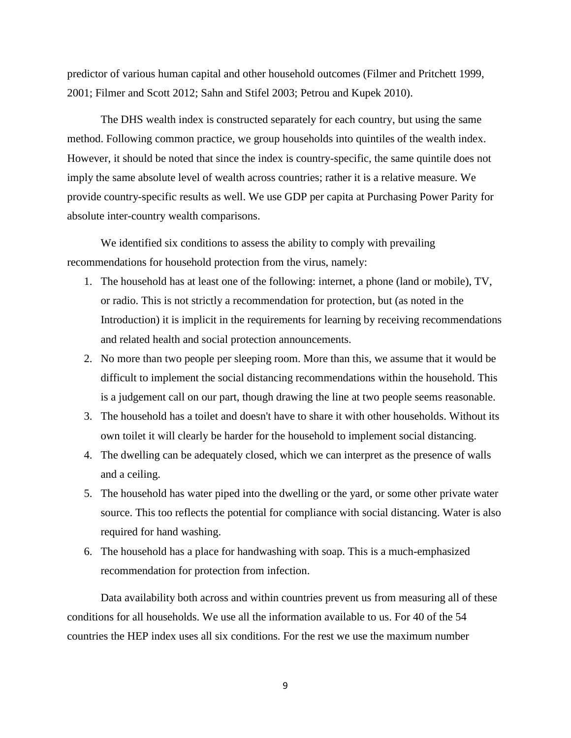predictor of various human capital and other household outcomes (Filmer and Pritchett 1999, 2001; Filmer and Scott 2012; Sahn and Stifel 2003; Petrou and Kupek 2010).

The DHS wealth index is constructed separately for each country, but using the same method. Following common practice, we group households into quintiles of the wealth index. However, it should be noted that since the index is country-specific, the same quintile does not imply the same absolute level of wealth across countries; rather it is a relative measure. We provide country-specific results as well. We use GDP per capita at Purchasing Power Parity for absolute inter-country wealth comparisons.

We identified six conditions to assess the ability to comply with prevailing recommendations for household protection from the virus, namely:

1. The household has at least one of the following: internet, a phone (land or mobile), TV, or radio. This is not strictly a recommendation for protection, but (as noted in the Introduction) it is implicit in the requirements for learning by receiving recommendations and related health and social protection announcements.
2. No more than two people per sleeping room. More than this, we assume that it would be difficult to implement the social distancing recommendations within the household. This is a judgement call on our part, though drawing the line at two people seems reasonable.
3. The household has a toilet and doesn't have to share it with other households. Without its own toilet it will clearly be harder for the household to implement social distancing.
4. The dwelling can be adequately closed, which we can interpret as the presence of walls and a ceiling.
5. The household has water piped into the dwelling or the yard, or some other private water source. This too reflects the potential for compliance with social distancing. Water is also required for hand washing.
6. The household has a place for handwashing with soap. This is a much-emphasized recommendation for protection from infection.

Data availability both across and within countries prevent us from measuring all of these conditions for all households. We use all the information available to us. For 40 of the 54 countries the HEP index uses all six conditions. For the rest we use the maximum number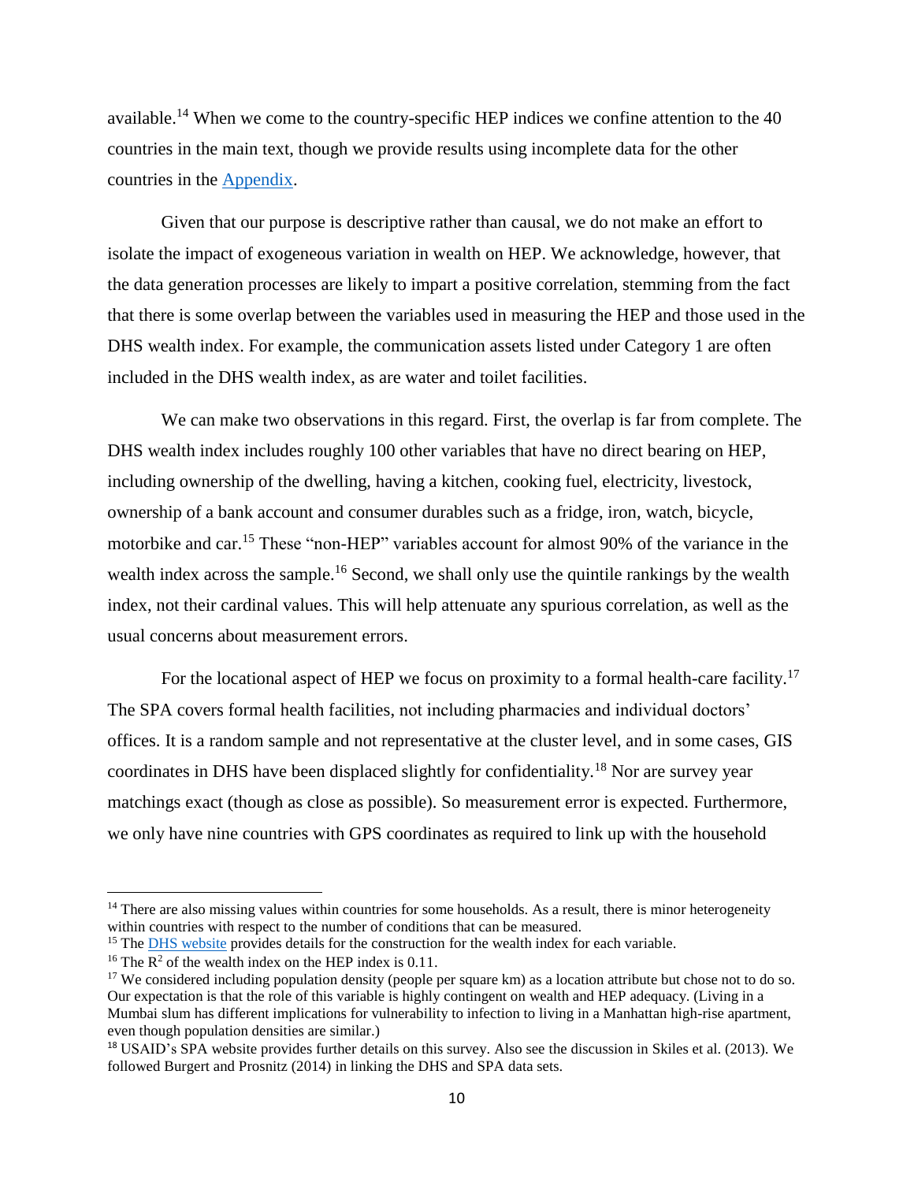available.[14] When we come to the country-specific HEP indices we confine attention to the 40 countries in the main text, though we provide results using incomplete data for the other countries in the Appendix.

Given that our purpose is descriptive rather than causal, we do not make an effort to isolate the impact of exogeneous variation in wealth on HEP. We acknowledge, however, that the data generation processes are likely to impart a positive correlation, stemming from the fact that there is some overlap between the variables used in measuring the HEP and those used in the DHS wealth index. For example, the communication assets listed under Category 1 are often included in the DHS wealth index, as are water and toilet facilities.

We can make two observations in this regard. First, the overlap is far from complete. The DHS wealth index includes roughly 100 other variables that have no direct bearing on HEP, including ownership of the dwelling, having a kitchen, cooking fuel, electricity, livestock, ownership of a bank account and consumer durables such as a fridge, iron, watch, bicycle, motorbike and car.[15] These "non-HEP" variables account for almost 90% of the variance in the wealth index across the sample.[16] Second, we shall only use the quintile rankings by the wealth index, not their cardinal values. This will help attenuate any spurious correlation, as well as the usual concerns about measurement errors.

For the locational aspect of HEP we focus on proximity to a formal health-care facility.[17] The SPA covers formal health facilities, not including pharmacies and individual doctors' offices. It is a random sample and not representative at the cluster level, and in some cases, GIS coordinates in DHS have been displaced slightly for confidentiality.[18] Nor are survey year matchings exact (though as close as possible). So measurement error is expected. Furthermore, we only have nine countries with GPS coordinates as required to link up with the household

---

[14] There are also missing values within countries for some households. As a result, there is minor heterogeneity within countries with respect to the number of conditions that can be measured.

[15] The DHS website provides details for the construction for the wealth index for each variable.

[16] The $R^2$ of the wealth index on the HEP index is 0.11.

[17] We considered including population density (people per square km) as a location attribute but chose not to do so. Our expectation is that the role of this variable is highly contingent on wealth and HEP adequacy. (Living in a Mumbai slum has different implications for vulnerability to infection to living in a Manhattan high-rise apartment, even though population densities are similar.)

[18] USAID's SPA website provides further details on this survey. Also see the discussion in Skiles et al. (2013). We followed Burgert and Prosnitz (2014) in linking the DHS and SPA data sets.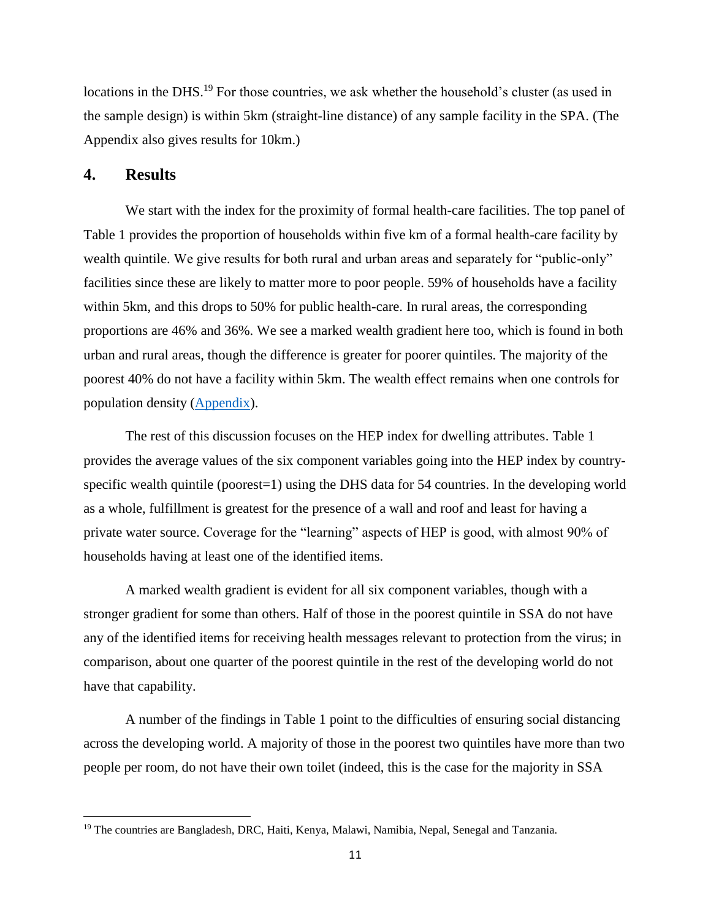locations in the DHS.[19] For those countries, we ask whether the household's cluster (as used in the sample design) is within 5km (straight-line distance) of any sample facility in the SPA. (The Appendix also gives results for 10km.)

## 4. Results

We start with the index for the proximity of formal health-care facilities. The top panel of Table 1 provides the proportion of households within five km of a formal health-care facility by wealth quintile. We give results for both rural and urban areas and separately for "public-only" facilities since these are likely to matter more to poor people. 59% of households have a facility within 5km, and this drops to 50% for public health-care. In rural areas, the corresponding proportions are 46% and 36%. We see a marked wealth gradient here too, which is found in both urban and rural areas, though the difference is greater for poorer quintiles. The majority of the poorest 40% do not have a facility within 5km. The wealth effect remains when one controls for population density (Appendix).

The rest of this discussion focuses on the HEP index for dwelling attributes. Table 1 provides the average values of the six component variables going into the HEP index by country-specific wealth quintile (poorest=1) using the DHS data for 54 countries. In the developing world as a whole, fulfillment is greatest for the presence of a wall and roof and least for having a private water source. Coverage for the "learning" aspects of HEP is good, with almost 90% of households having at least one of the identified items.

A marked wealth gradient is evident for all six component variables, though with a stronger gradient for some than others. Half of those in the poorest quintile in SSA do not have any of the identified items for receiving health messages relevant to protection from the virus; in comparison, about one quarter of the poorest quintile in the rest of the developing world do not have that capability.

A number of the findings in Table 1 point to the difficulties of ensuring social distancing across the developing world. A majority of those in the poorest two quintiles have more than two people per room, do not have their own toilet (indeed, this is the case for the majority in SSA

---

[19] The countries are Bangladesh, DRC, Haiti, Kenya, Malawi, Namibia, Nepal, Senegal and Tanzania.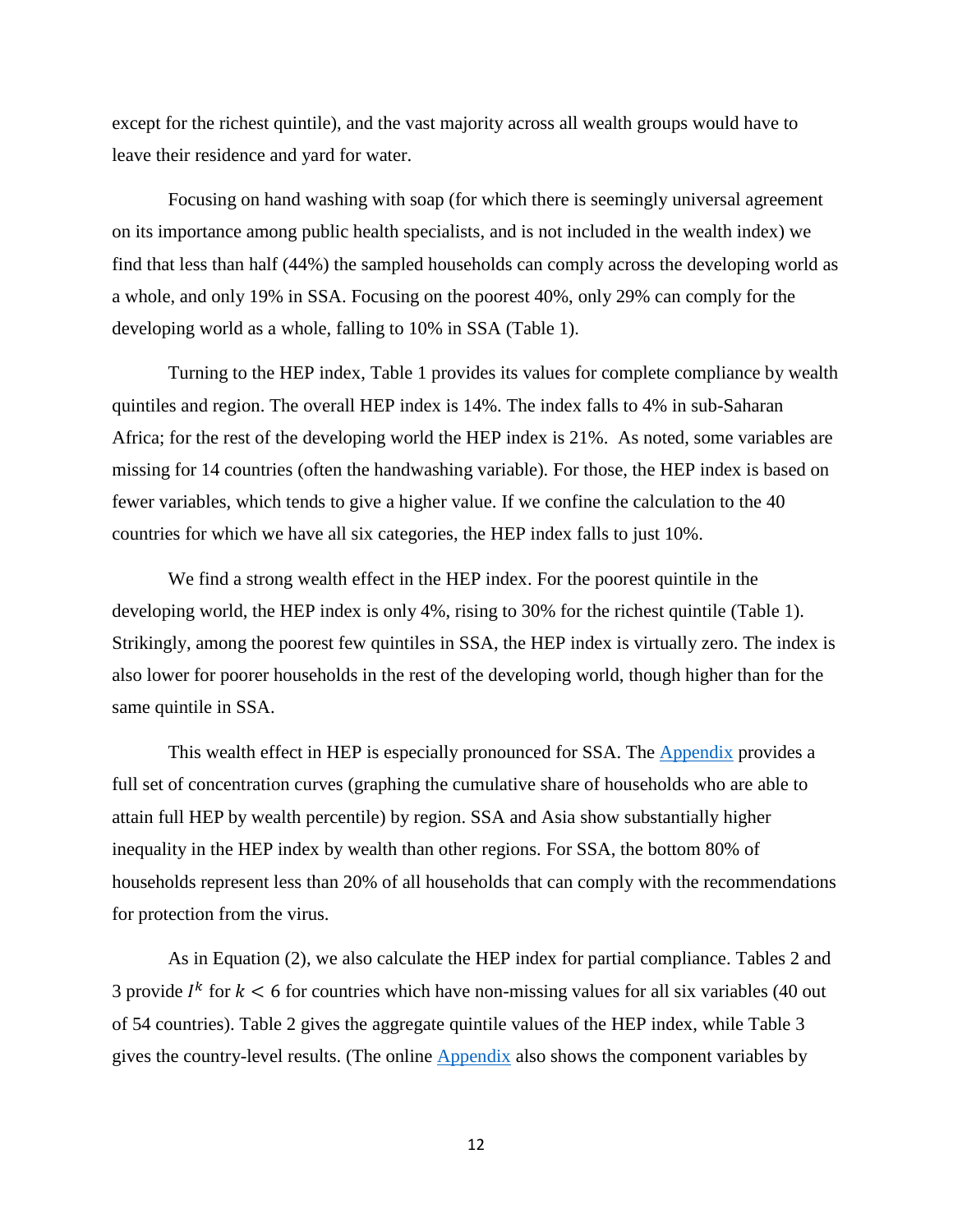except for the richest quintile), and the vast majority across all wealth groups would have to leave their residence and yard for water.

Focusing on hand washing with soap (for which there is seemingly universal agreement on its importance among public health specialists, and is not included in the wealth index) we find that less than half (44%) the sampled households can comply across the developing world as a whole, and only 19% in SSA. Focusing on the poorest 40%, only 29% can comply for the developing world as a whole, falling to 10% in SSA (Table 1).

Turning to the HEP index, Table 1 provides its values for complete compliance by wealth quintiles and region. The overall HEP index is 14%. The index falls to 4% in sub-Saharan Africa; for the rest of the developing world the HEP index is 21%. As noted, some variables are missing for 14 countries (often the handwashing variable). For those, the HEP index is based on fewer variables, which tends to give a higher value. If we confine the calculation to the 40 countries for which we have all six categories, the HEP index falls to just 10%.

We find a strong wealth effect in the HEP index. For the poorest quintile in the developing world, the HEP index is only 4%, rising to 30% for the richest quintile (Table 1). Strikingly, among the poorest few quintiles in SSA, the HEP index is virtually zero. The index is also lower for poorer households in the rest of the developing world, though higher than for the same quintile in SSA.

This wealth effect in HEP is especially pronounced for SSA. The [Appendix] provides a full set of concentration curves (graphing the cumulative share of households who are able to attain full HEP by wealth percentile) by region. SSA and Asia show substantially higher inequality in the HEP index by wealth than other regions. For SSA, the bottom 80% of households represent less than 20% of all households that can comply with the recommendations for protection from the virus.

As in Equation (2), we also calculate the HEP index for partial compliance. Tables 2 and 3 provide $I^k$ for $k < 6$ for countries which have non-missing values for all six variables (40 out of 54 countries). Table 2 gives the aggregate quintile values of the HEP index, while Table 3 gives the country-level results. (The online [Appendix] also shows the component variables by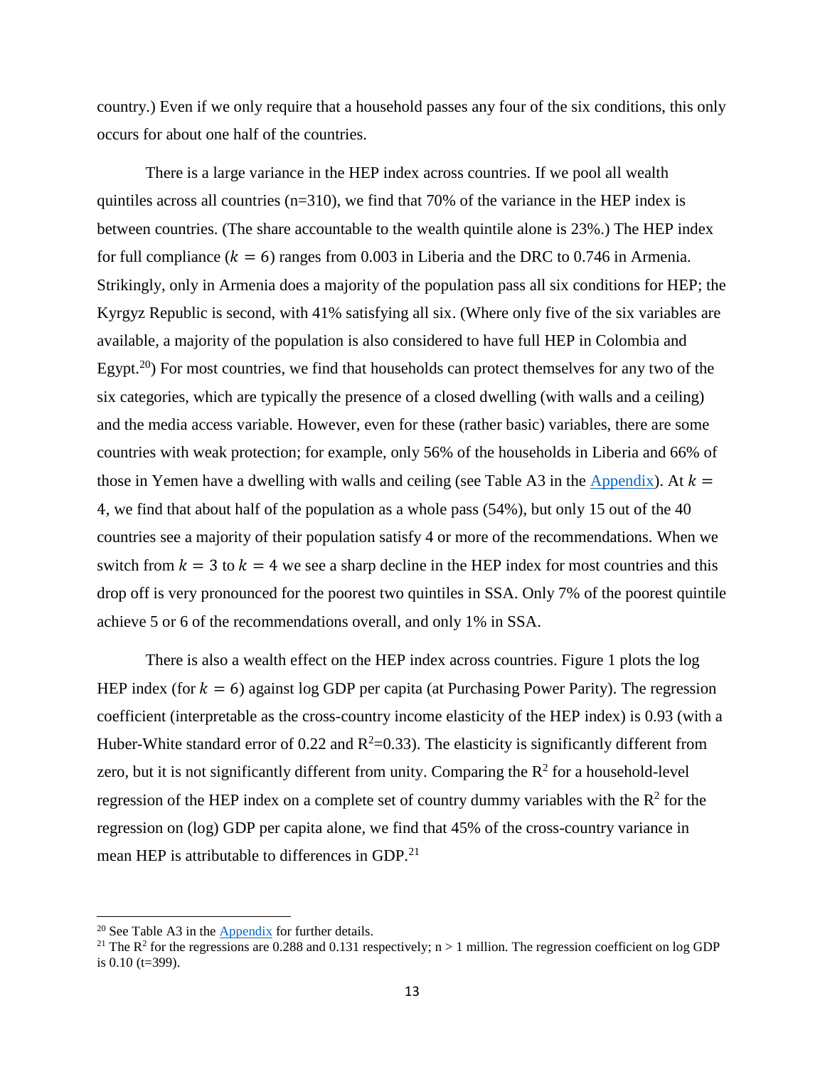country.) Even if we only require that a household passes any four of the six conditions, this only occurs for about one half of the countries.

There is a large variance in the HEP index across countries. If we pool all wealth quintiles across all countries (n=310), we find that 70% of the variance in the HEP index is between countries. (The share accountable to the wealth quintile alone is 23%.) The HEP index for full compliance ($k = 6$) ranges from 0.003 in Liberia and the DRC to 0.746 in Armenia. Strikingly, only in Armenia does a majority of the population pass all six conditions for HEP; the Kyrgyz Republic is second, with 41% satisfying all six. (Where only five of the six variables are available, a majority of the population is also considered to have full HEP in Colombia and Egypt.[20]) For most countries, we find that households can protect themselves for any two of the six categories, which are typically the presence of a closed dwelling (with walls and a ceiling) and the media access variable. However, even for these (rather basic) variables, there are some countries with weak protection; for example, only 56% of the households in Liberia and 66% of those in Yemen have a dwelling with walls and ceiling (see Table A3 in the Appendix). At $k = 4$, we find that about half of the population as a whole pass (54%), but only 15 out of the 40 countries see a majority of their population satisfy 4 or more of the recommendations. When we switch from $k = 3$ to $k = 4$ we see a sharp decline in the HEP index for most countries and this drop off is very pronounced for the poorest two quintiles in SSA. Only 7% of the poorest quintile achieve 5 or 6 of the recommendations overall, and only 1% in SSA.

There is also a wealth effect on the HEP index across countries. Figure 1 plots the log HEP index (for $k = 6$) against log GDP per capita (at Purchasing Power Parity). The regression coefficient (interpretable as the cross-country income elasticity of the HEP index) is 0.93 (with a Huber-White standard error of 0.22 and $R^2$=0.33). The elasticity is significantly different from zero, but it is not significantly different from unity. Comparing the $R^2$ for a household-level regression of the HEP index on a complete set of country dummy variables with the $R^2$ for the regression on (log) GDP per capita alone, we find that 45% of the cross-country variance in mean HEP is attributable to differences in GDP.[21]

[20] See Table A3 in the Appendix for further details.

[21] The $R^2$ for the regressions are 0.288 and 0.131 respectively; n > 1 million. The regression coefficient on log GDP is 0.10 (t=399).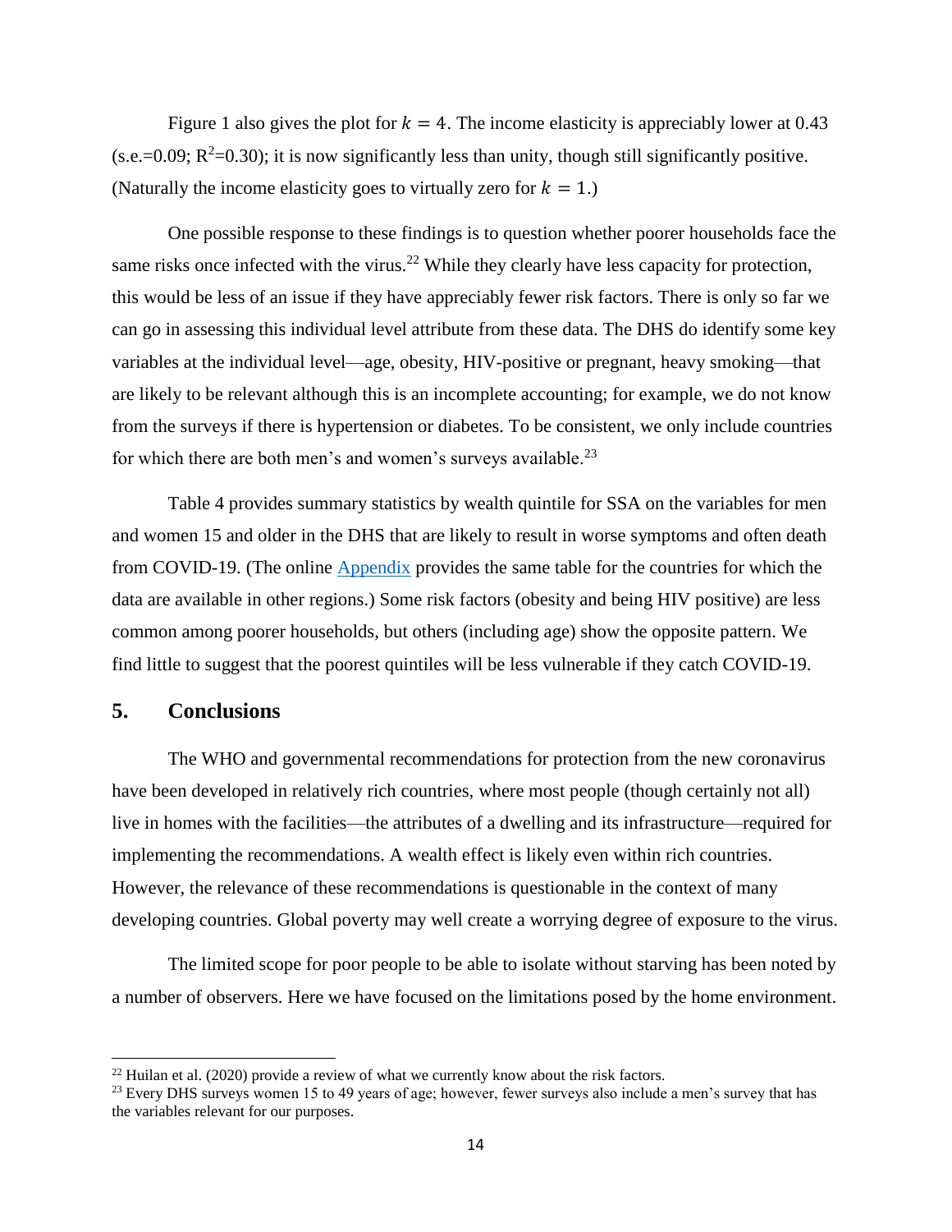Figure 1 also gives the plot for $k = 4$. The income elasticity is appreciably lower at 0.43 (s.e.=0.09; $R^2$=0.30); it is now significantly less than unity, though still significantly positive. (Naturally the income elasticity goes to virtually zero for $k = 1$.)

One possible response to these findings is to question whether poorer households face the same risks once infected with the virus.[22] While they clearly have less capacity for protection, this would be less of an issue if they have appreciably fewer risk factors. There is only so far we can go in assessing this individual level attribute from these data. The DHS do identify some key variables at the individual level—age, obesity, HIV-positive or pregnant, heavy smoking—that are likely to be relevant although this is an incomplete accounting; for example, we do not know from the surveys if there is hypertension or diabetes. To be consistent, we only include countries for which there are both men's and women's surveys available.[23]

Table 4 provides summary statistics by wealth quintile for SSA on the variables for men and women 15 and older in the DHS that are likely to result in worse symptoms and often death from COVID-19. (The online Appendix provides the same table for the countries for which the data are available in other regions.) Some risk factors (obesity and being HIV positive) are less common among poorer households, but others (including age) show the opposite pattern. We find little to suggest that the poorest quintiles will be less vulnerable if they catch COVID-19.

## 5. Conclusions

The WHO and governmental recommendations for protection from the new coronavirus have been developed in relatively rich countries, where most people (though certainly not all) live in homes with the facilities—the attributes of a dwelling and its infrastructure—required for implementing the recommendations. A wealth effect is likely even within rich countries. However, the relevance of these recommendations is questionable in the context of many developing countries. Global poverty may well create a worrying degree of exposure to the virus.

The limited scope for poor people to be able to isolate without starving has been noted by a number of observers. Here we have focused on the limitations posed by the home environment.

[22] Huilan et al. (2020) provide a review of what we currently know about the risk factors.

[23] Every DHS surveys women 15 to 49 years of age; however, fewer surveys also include a men's survey that has the variables relevant for our purposes.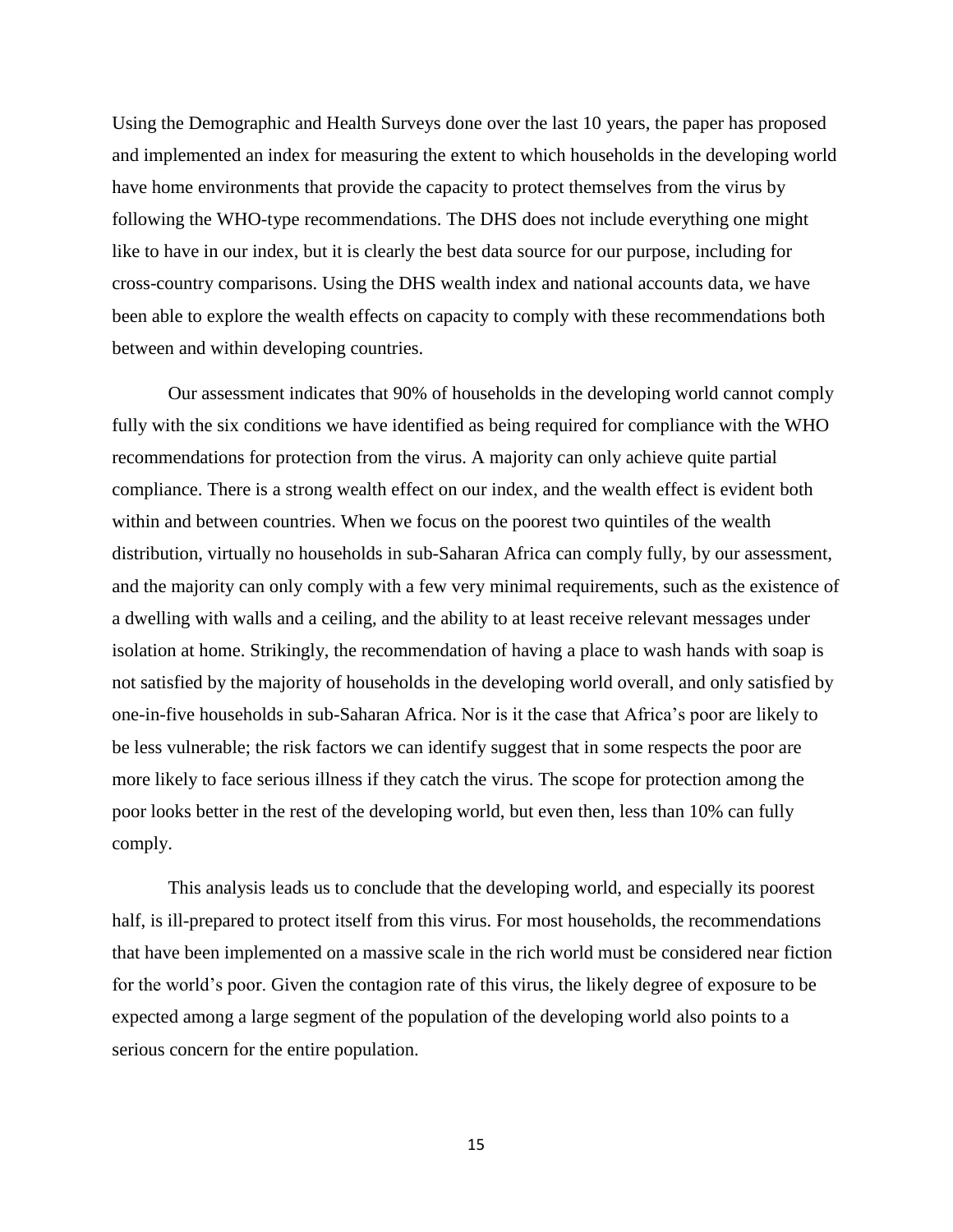Using the Demographic and Health Surveys done over the last 10 years, the paper has proposed and implemented an index for measuring the extent to which households in the developing world have home environments that provide the capacity to protect themselves from the virus by following the WHO-type recommendations. The DHS does not include everything one might like to have in our index, but it is clearly the best data source for our purpose, including for cross-country comparisons. Using the DHS wealth index and national accounts data, we have been able to explore the wealth effects on capacity to comply with these recommendations both between and within developing countries.

Our assessment indicates that 90% of households in the developing world cannot comply fully with the six conditions we have identified as being required for compliance with the WHO recommendations for protection from the virus. A majority can only achieve quite partial compliance. There is a strong wealth effect on our index, and the wealth effect is evident both within and between countries. When we focus on the poorest two quintiles of the wealth distribution, virtually no households in sub-Saharan Africa can comply fully, by our assessment, and the majority can only comply with a few very minimal requirements, such as the existence of a dwelling with walls and a ceiling, and the ability to at least receive relevant messages under isolation at home. Strikingly, the recommendation of having a place to wash hands with soap is not satisfied by the majority of households in the developing world overall, and only satisfied by one-in-five households in sub-Saharan Africa. Nor is it the case that Africa's poor are likely to be less vulnerable; the risk factors we can identify suggest that in some respects the poor are more likely to face serious illness if they catch the virus. The scope for protection among the poor looks better in the rest of the developing world, but even then, less than 10% can fully comply.

This analysis leads us to conclude that the developing world, and especially its poorest half, is ill-prepared to protect itself from this virus. For most households, the recommendations that have been implemented on a massive scale in the rich world must be considered near fiction for the world's poor. Given the contagion rate of this virus, the likely degree of exposure to be expected among a large segment of the population of the developing world also points to a serious concern for the entire population.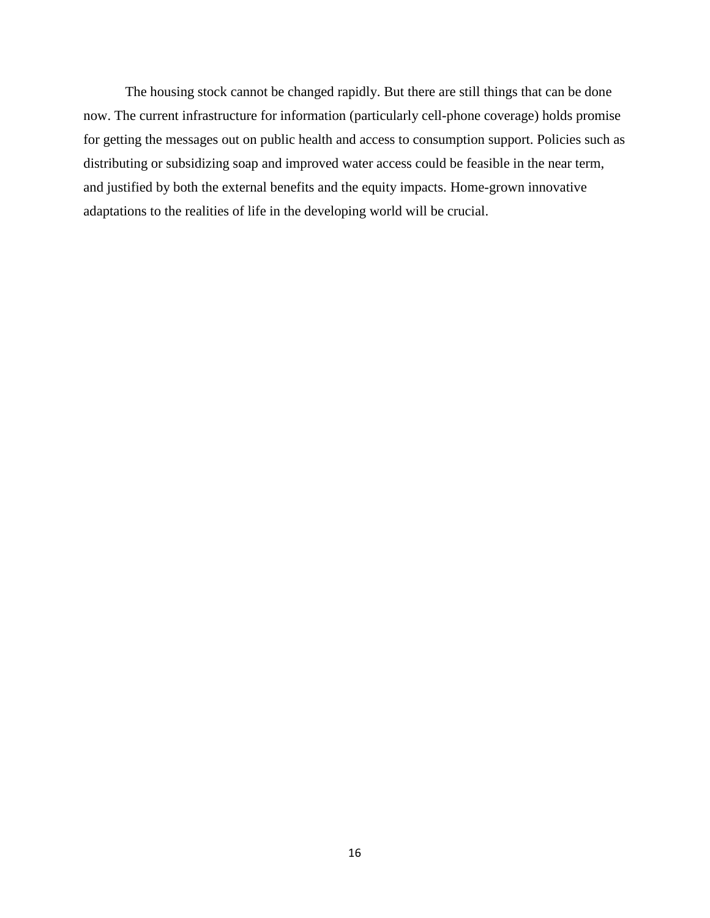The housing stock cannot be changed rapidly. But there are still things that can be done now. The current infrastructure for information (particularly cell-phone coverage) holds promise for getting the messages out on public health and access to consumption support. Policies such as distributing or subsidizing soap and improved water access could be feasible in the near term, and justified by both the external benefits and the equity impacts. Home-grown innovative adaptations to the realities of life in the developing world will be crucial.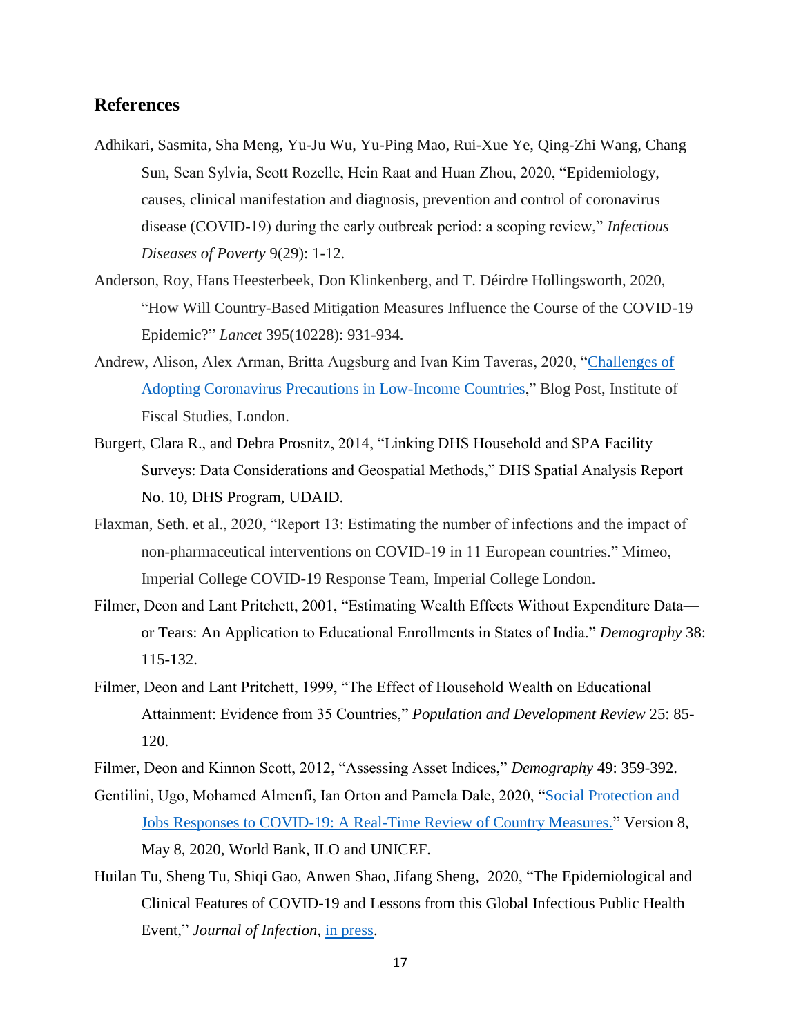## References

Adhikari, Sasmita, Sha Meng, Yu-Ju Wu, Yu-Ping Mao, Rui-Xue Ye, Qing-Zhi Wang, Chang Sun, Sean Sylvia, Scott Rozelle, Hein Raat and Huan Zhou, 2020, "Epidemiology, causes, clinical manifestation and diagnosis, prevention and control of coronavirus disease (COVID-19) during the early outbreak period: a scoping review," *Infectious Diseases of Poverty* 9(29): 1-12.

Anderson, Roy, Hans Heesterbeek, Don Klinkenberg, and T. Déirdre Hollingsworth, 2020, "How Will Country-Based Mitigation Measures Influence the Course of the COVID-19 Epidemic?" *Lancet* 395(10228): 931-934.

Andrew, Alison, Alex Arman, Britta Augsburg and Ivan Kim Taveras, 2020, "Challenges of Adopting Coronavirus Precautions in Low-Income Countries," Blog Post, Institute of Fiscal Studies, London.

Burgert, Clara R., and Debra Prosnitz, 2014, "Linking DHS Household and SPA Facility Surveys: Data Considerations and Geospatial Methods," DHS Spatial Analysis Report No. 10, DHS Program, UDAID.

Flaxman, Seth. et al., 2020, "Report 13: Estimating the number of infections and the impact of non-pharmaceutical interventions on COVID-19 in 11 European countries." Mimeo, Imperial College COVID-19 Response Team, Imperial College London.

Filmer, Deon and Lant Pritchett, 2001, "Estimating Wealth Effects Without Expenditure Data—or Tears: An Application to Educational Enrollments in States of India." *Demography* 38: 115-132.

Filmer, Deon and Lant Pritchett, 1999, "The Effect of Household Wealth on Educational Attainment: Evidence from 35 Countries," *Population and Development Review* 25: 85-120.

Filmer, Deon and Kinnon Scott, 2012, "Assessing Asset Indices," *Demography* 49: 359-392.

Gentilini, Ugo, Mohamed Almenfi, Ian Orton and Pamela Dale, 2020, "Social Protection and Jobs Responses to COVID-19: A Real-Time Review of Country Measures." Version 8, May 8, 2020, World Bank, ILO and UNICEF.

Huilan Tu, Sheng Tu, Shiqi Gao, Anwen Shao, Jifang Sheng, 2020, "The Epidemiological and Clinical Features of COVID-19 and Lessons from this Global Infectious Public Health Event," *Journal of Infection*, in press.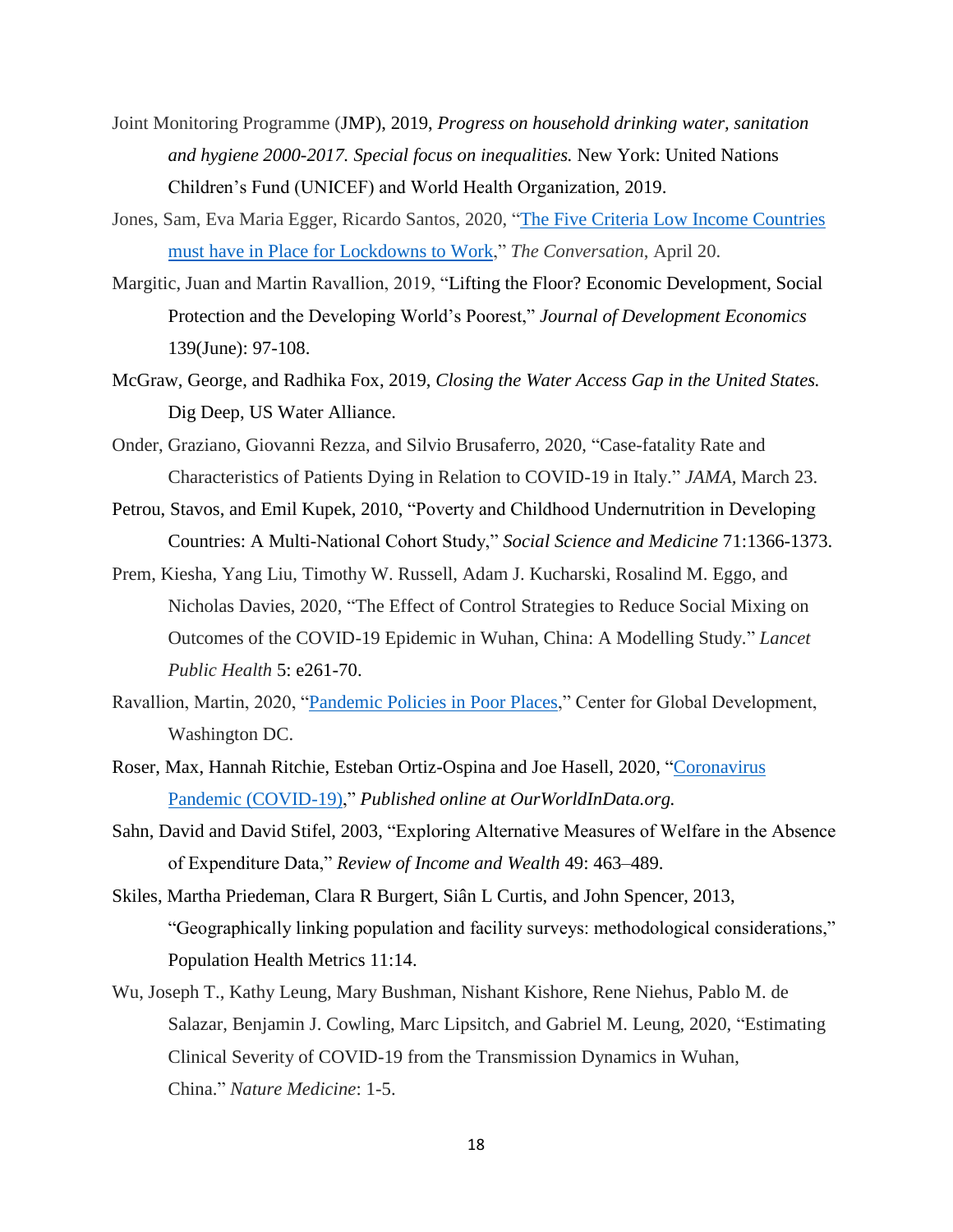Joint Monitoring Programme (JMP), 2019, *Progress on household drinking water, sanitation and hygiene 2000-2017. Special focus on inequalities.* New York: United Nations Children's Fund (UNICEF) and World Health Organization, 2019.

Jones, Sam, Eva Maria Egger, Ricardo Santos, 2020, "The Five Criteria Low Income Countries must have in Place for Lockdowns to Work," *The Conversation*, April 20.

Margitic, Juan and Martin Ravallion, 2019, "Lifting the Floor? Economic Development, Social Protection and the Developing World's Poorest," *Journal of Development Economics* 139(June): 97-108.

McGraw, George, and Radhika Fox, 2019, *Closing the Water Access Gap in the United States.* Dig Deep, US Water Alliance.

Onder, Graziano, Giovanni Rezza, and Silvio Brusaferro, 2020, "Case-fatality Rate and Characteristics of Patients Dying in Relation to COVID-19 in Italy." *JAMA*, March 23.

Petrou, Stavos, and Emil Kupek, 2010, "Poverty and Childhood Undernutrition in Developing Countries: A Multi-National Cohort Study," *Social Science and Medicine* 71:1366-1373.

Prem, Kiesha, Yang Liu, Timothy W. Russell, Adam J. Kucharski, Rosalind M. Eggo, and Nicholas Davies, 2020, "The Effect of Control Strategies to Reduce Social Mixing on Outcomes of the COVID-19 Epidemic in Wuhan, China: A Modelling Study." *Lancet Public Health* 5: e261-70.

Ravallion, Martin, 2020, "Pandemic Policies in Poor Places," Center for Global Development, Washington DC.

Roser, Max, Hannah Ritchie, Esteban Ortiz-Ospina and Joe Hasell, 2020, "Coronavirus Pandemic (COVID-19)," *Published online at OurWorldInData.org.*

Sahn, David and David Stifel, 2003, "Exploring Alternative Measures of Welfare in the Absence of Expenditure Data," *Review of Income and Wealth* 49: 463–489.

Skiles, Martha Priedeman, Clara R Burgert, Siân L Curtis, and John Spencer, 2013, "Geographically linking population and facility surveys: methodological considerations," Population Health Metrics 11:14.

Wu, Joseph T., Kathy Leung, Mary Bushman, Nishant Kishore, Rene Niehus, Pablo M. de Salazar, Benjamin J. Cowling, Marc Lipsitch, and Gabriel M. Leung, 2020, "Estimating Clinical Severity of COVID-19 from the Transmission Dynamics in Wuhan, China." *Nature Medicine*: 1-5.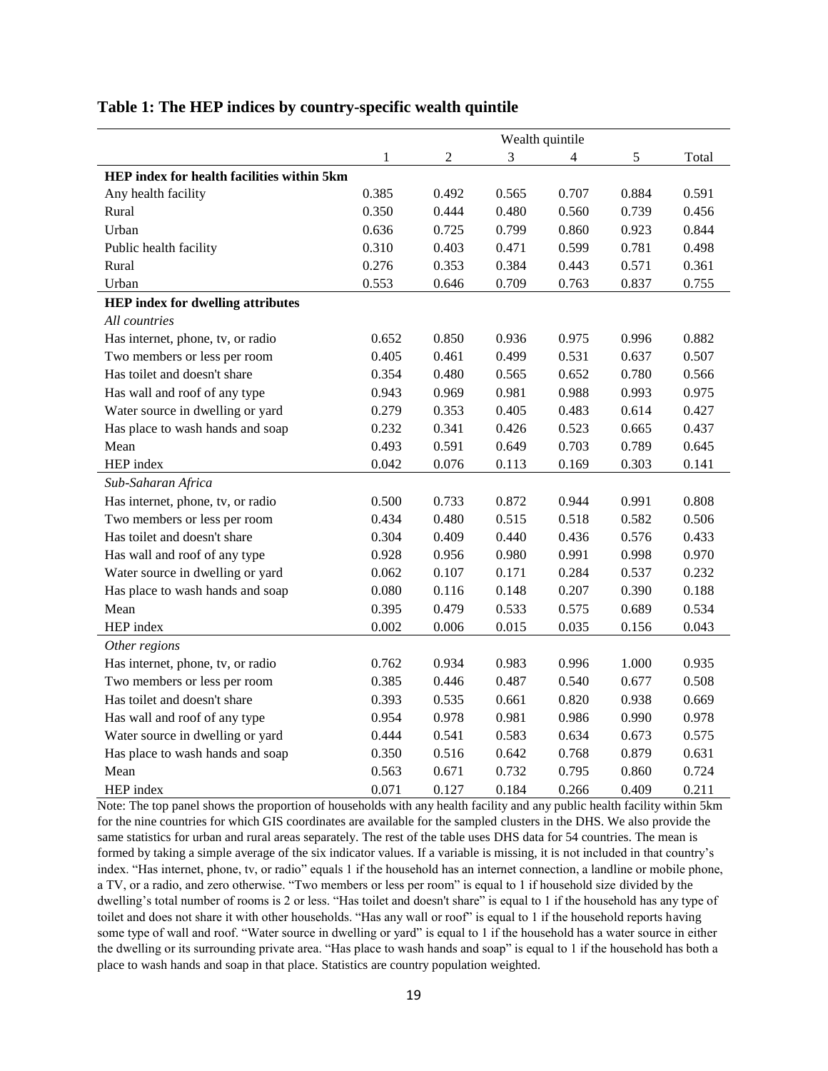**Table 1: The HEP indices by country-specific wealth quintile**

| | Wealth quintile | | | | | |
|---|---|---|---|---|---|---|
| | 1 | 2 | 3 | 4 | 5 | Total |
| **HEP index for health facilities within 5km** | | | | | | |
| Any health facility | 0.385 | 0.492 | 0.565 | 0.707 | 0.884 | 0.591 |
| Rural | 0.350 | 0.444 | 0.480 | 0.560 | 0.739 | 0.456 |
| Urban | 0.636 | 0.725 | 0.799 | 0.860 | 0.923 | 0.844 |
| Public health facility | 0.310 | 0.403 | 0.471 | 0.599 | 0.781 | 0.498 |
| Rural | 0.276 | 0.353 | 0.384 | 0.443 | 0.571 | 0.361 |
| Urban | 0.553 | 0.646 | 0.709 | 0.763 | 0.837 | 0.755 |
| **HEP index for dwelling attributes** | | | | | | |
| *All countries* | | | | | | |
| Has internet, phone, tv, or radio | 0.652 | 0.850 | 0.936 | 0.975 | 0.996 | 0.882 |
| Two members or less per room | 0.405 | 0.461 | 0.499 | 0.531 | 0.637 | 0.507 |
| Has toilet and doesn't share | 0.354 | 0.480 | 0.565 | 0.652 | 0.780 | 0.566 |
| Has wall and roof of any type | 0.943 | 0.969 | 0.981 | 0.988 | 0.993 | 0.975 |
| Water source in dwelling or yard | 0.279 | 0.353 | 0.405 | 0.483 | 0.614 | 0.427 |
| Has place to wash hands and soap | 0.232 | 0.341 | 0.426 | 0.523 | 0.665 | 0.437 |
| Mean | 0.493 | 0.591 | 0.649 | 0.703 | 0.789 | 0.645 |
| HEP index | 0.042 | 0.076 | 0.113 | 0.169 | 0.303 | 0.141 |
| *Sub-Saharan Africa* | | | | | | |
| Has internet, phone, tv, or radio | 0.500 | 0.733 | 0.872 | 0.944 | 0.991 | 0.808 |
| Two members or less per room | 0.434 | 0.480 | 0.515 | 0.518 | 0.582 | 0.506 |
| Has toilet and doesn't share | 0.304 | 0.409 | 0.440 | 0.436 | 0.576 | 0.433 |
| Has wall and roof of any type | 0.928 | 0.956 | 0.980 | 0.991 | 0.998 | 0.970 |
| Water source in dwelling or yard | 0.062 | 0.107 | 0.171 | 0.284 | 0.537 | 0.232 |
| Has place to wash hands and soap | 0.080 | 0.116 | 0.148 | 0.207 | 0.390 | 0.188 |
| Mean | 0.395 | 0.479 | 0.533 | 0.575 | 0.689 | 0.534 |
| HEP index | 0.002 | 0.006 | 0.015 | 0.035 | 0.156 | 0.043 |
| *Other regions* | | | | | | |
| Has internet, phone, tv, or radio | 0.762 | 0.934 | 0.983 | 0.996 | 1.000 | 0.935 |
| Two members or less per room | 0.385 | 0.446 | 0.487 | 0.540 | 0.677 | 0.508 |
| Has toilet and doesn't share | 0.393 | 0.535 | 0.661 | 0.820 | 0.938 | 0.669 |
| Has wall and roof of any type | 0.954 | 0.978 | 0.981 | 0.986 | 0.990 | 0.978 |
| Water source in dwelling or yard | 0.444 | 0.541 | 0.583 | 0.634 | 0.673 | 0.575 |
| Has place to wash hands and soap | 0.350 | 0.516 | 0.642 | 0.768 | 0.879 | 0.631 |
| Mean | 0.563 | 0.671 | 0.732 | 0.795 | 0.860 | 0.724 |
| HEP index | 0.071 | 0.127 | 0.184 | 0.266 | 0.409 | 0.211 |

Note: The top panel shows the proportion of households with any health facility and any public health facility within 5km for the nine countries for which GIS coordinates are available for the sampled clusters in the DHS. We also provide the same statistics for urban and rural areas separately. The rest of the table uses DHS data for 54 countries. The mean is formed by taking a simple average of the six indicator values. If a variable is missing, it is not included in that country's index. "Has internet, phone, tv, or radio" equals 1 if the household has an internet connection, a landline or mobile phone, a TV, or a radio, and zero otherwise. "Two members or less per room" is equal to 1 if household size divided by the dwelling's total number of rooms is 2 or less. "Has toilet and doesn't share" is equal to 1 if the household has any type of toilet and does not share it with other households. "Has any wall or roof" is equal to 1 if the household reports having some type of wall and roof. "Water source in dwelling or yard" is equal to 1 if the household has a water source in either the dwelling or its surrounding private area. "Has place to wash hands and soap" is equal to 1 if the household has both a place to wash hands and soap in that place. Statistics are country population weighted.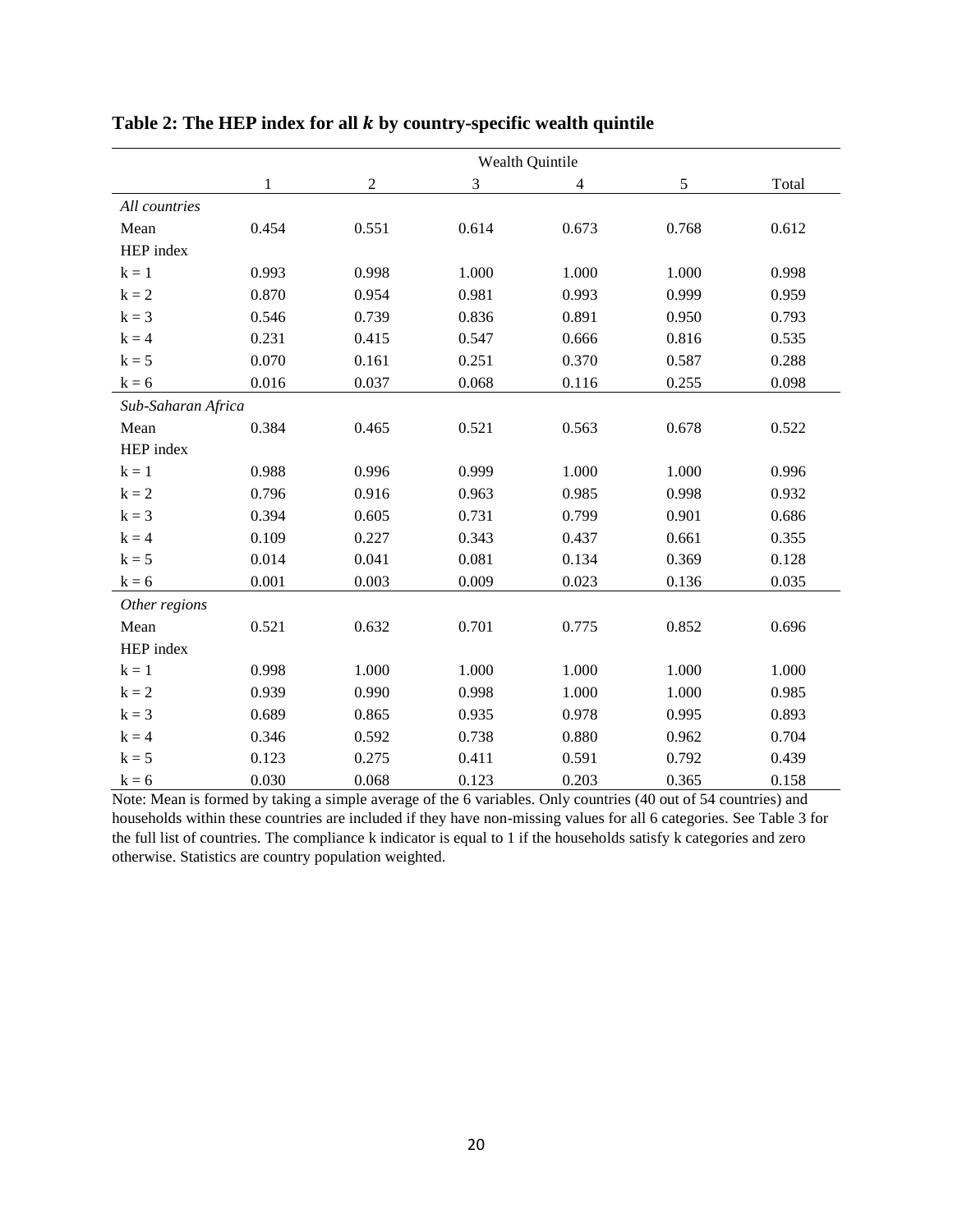**Table 2: The HEP index for all $k$ by country-specific wealth quintile**

| | Wealth Quintile | | | | | |
|---|---|---|---|---|---|---|
| | 1 | 2 | 3 | 4 | 5 | Total |
| *All countries* | | | | | | |
| Mean | 0.454 | 0.551 | 0.614 | 0.673 | 0.768 | 0.612 |
| HEP index | | | | | | |
| k = 1 | 0.993 | 0.998 | 1.000 | 1.000 | 1.000 | 0.998 |
| k = 2 | 0.870 | 0.954 | 0.981 | 0.993 | 0.999 | 0.959 |
| k = 3 | 0.546 | 0.739 | 0.836 | 0.891 | 0.950 | 0.793 |
| k = 4 | 0.231 | 0.415 | 0.547 | 0.666 | 0.816 | 0.535 |
| k = 5 | 0.070 | 0.161 | 0.251 | 0.370 | 0.587 | 0.288 |
| k = 6 | 0.016 | 0.037 | 0.068 | 0.116 | 0.255 | 0.098 |
| *Sub-Saharan Africa* | | | | | | |
| Mean | 0.384 | 0.465 | 0.521 | 0.563 | 0.678 | 0.522 |
| HEP index | | | | | | |
| k = 1 | 0.988 | 0.996 | 0.999 | 1.000 | 1.000 | 0.996 |
| k = 2 | 0.796 | 0.916 | 0.963 | 0.985 | 0.998 | 0.932 |
| k = 3 | 0.394 | 0.605 | 0.731 | 0.799 | 0.901 | 0.686 |
| k = 4 | 0.109 | 0.227 | 0.343 | 0.437 | 0.661 | 0.355 |
| k = 5 | 0.014 | 0.041 | 0.081 | 0.134 | 0.369 | 0.128 |
| k = 6 | 0.001 | 0.003 | 0.009 | 0.023 | 0.136 | 0.035 |
| *Other regions* | | | | | | |
| Mean | 0.521 | 0.632 | 0.701 | 0.775 | 0.852 | 0.696 |
| HEP index | | | | | | |
| k = 1 | 0.998 | 1.000 | 1.000 | 1.000 | 1.000 | 1.000 |
| k = 2 | 0.939 | 0.990 | 0.998 | 1.000 | 1.000 | 0.985 |
| k = 3 | 0.689 | 0.865 | 0.935 | 0.978 | 0.995 | 0.893 |
| k = 4 | 0.346 | 0.592 | 0.738 | 0.880 | 0.962 | 0.704 |
| k = 5 | 0.123 | 0.275 | 0.411 | 0.591 | 0.792 | 0.439 |
| k = 6 | 0.030 | 0.068 | 0.123 | 0.203 | 0.365 | 0.158 |

Note: Mean is formed by taking a simple average of the 6 variables. Only countries (40 out of 54 countries) and households within these countries are included if they have non-missing values for all 6 categories. See Table 3 for the full list of countries. The compliance k indicator is equal to 1 if the households satisfy k categories and zero otherwise. Statistics are country population weighted.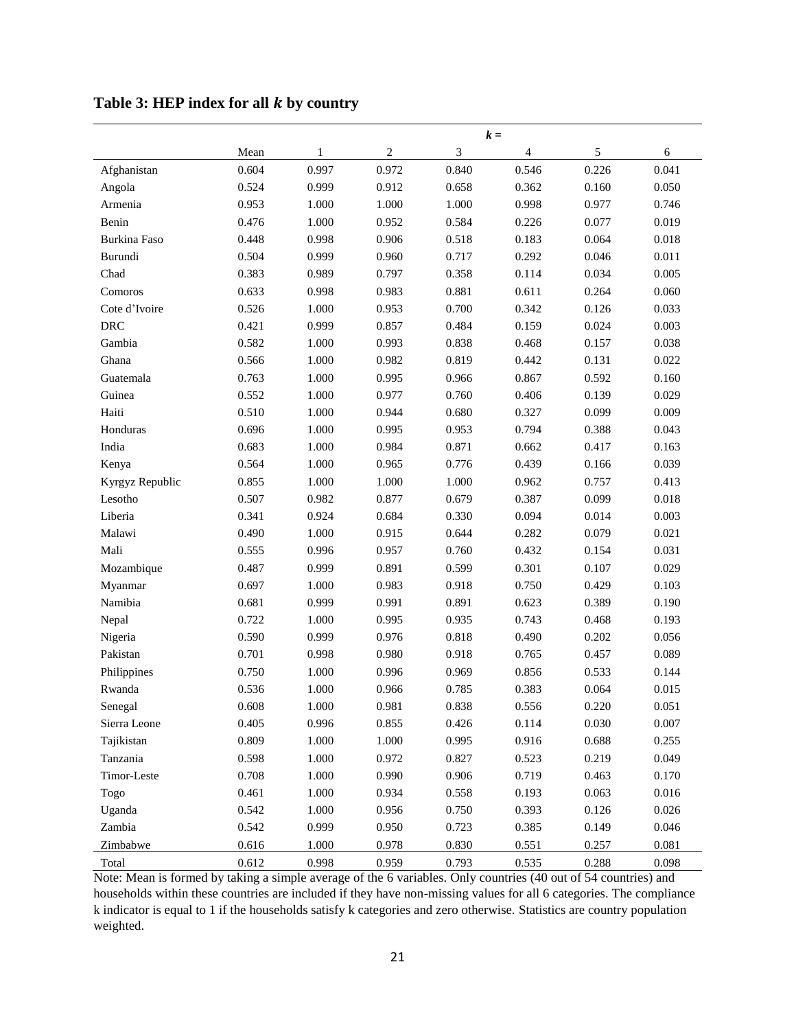**Table 3: HEP index for all *k* by country**

| | | $k$ = | | | | | |
|---|---|---|---|---|---|---|---|
| | Mean | 1 | 2 | 3 | 4 | 5 | 6 |
| Afghanistan | 0.604 | 0.997 | 0.972 | 0.840 | 0.546 | 0.226 | 0.041 |
| Angola | 0.524 | 0.999 | 0.912 | 0.658 | 0.362 | 0.160 | 0.050 |
| Armenia | 0.953 | 1.000 | 1.000 | 1.000 | 0.998 | 0.977 | 0.746 |
| Benin | 0.476 | 1.000 | 0.952 | 0.584 | 0.226 | 0.077 | 0.019 |
| Burkina Faso | 0.448 | 0.998 | 0.906 | 0.518 | 0.183 | 0.064 | 0.018 |
| Burundi | 0.504 | 0.999 | 0.960 | 0.717 | 0.292 | 0.046 | 0.011 |
| Chad | 0.383 | 0.989 | 0.797 | 0.358 | 0.114 | 0.034 | 0.005 |
| Comoros | 0.633 | 0.998 | 0.983 | 0.881 | 0.611 | 0.264 | 0.060 |
| Cote d'Ivoire | 0.526 | 1.000 | 0.953 | 0.700 | 0.342 | 0.126 | 0.033 |
| DRC | 0.421 | 0.999 | 0.857 | 0.484 | 0.159 | 0.024 | 0.003 |
| Gambia | 0.582 | 1.000 | 0.993 | 0.838 | 0.468 | 0.157 | 0.038 |
| Ghana | 0.566 | 1.000 | 0.982 | 0.819 | 0.442 | 0.131 | 0.022 |
| Guatemala | 0.763 | 1.000 | 0.995 | 0.966 | 0.867 | 0.592 | 0.160 |
| Guinea | 0.552 | 1.000 | 0.977 | 0.760 | 0.406 | 0.139 | 0.029 |
| Haiti | 0.510 | 1.000 | 0.944 | 0.680 | 0.327 | 0.099 | 0.009 |
| Honduras | 0.696 | 1.000 | 0.995 | 0.953 | 0.794 | 0.388 | 0.043 |
| India | 0.683 | 1.000 | 0.984 | 0.871 | 0.662 | 0.417 | 0.163 |
| Kenya | 0.564 | 1.000 | 0.965 | 0.776 | 0.439 | 0.166 | 0.039 |
| Kyrgyz Republic | 0.855 | 1.000 | 1.000 | 1.000 | 0.962 | 0.757 | 0.413 |
| Lesotho | 0.507 | 0.982 | 0.877 | 0.679 | 0.387 | 0.099 | 0.018 |
| Liberia | 0.341 | 0.924 | 0.684 | 0.330 | 0.094 | 0.014 | 0.003 |
| Malawi | 0.490 | 1.000 | 0.915 | 0.644 | 0.282 | 0.079 | 0.021 |
| Mali | 0.555 | 0.996 | 0.957 | 0.760 | 0.432 | 0.154 | 0.031 |
| Mozambique | 0.487 | 0.999 | 0.891 | 0.599 | 0.301 | 0.107 | 0.029 |
| Myanmar | 0.697 | 1.000 | 0.983 | 0.918 | 0.750 | 0.429 | 0.103 |
| Namibia | 0.681 | 0.999 | 0.991 | 0.891 | 0.623 | 0.389 | 0.190 |
| Nepal | 0.722 | 1.000 | 0.995 | 0.935 | 0.743 | 0.468 | 0.193 |
| Nigeria | 0.590 | 0.999 | 0.976 | 0.818 | 0.490 | 0.202 | 0.056 |
| Pakistan | 0.701 | 0.998 | 0.980 | 0.918 | 0.765 | 0.457 | 0.089 |
| Philippines | 0.750 | 1.000 | 0.996 | 0.969 | 0.856 | 0.533 | 0.144 |
| Rwanda | 0.536 | 1.000 | 0.966 | 0.785 | 0.383 | 0.064 | 0.015 |
| Senegal | 0.608 | 1.000 | 0.981 | 0.838 | 0.556 | 0.220 | 0.051 |
| Sierra Leone | 0.405 | 0.996 | 0.855 | 0.426 | 0.114 | 0.030 | 0.007 |
| Tajikistan | 0.809 | 1.000 | 1.000 | 0.995 | 0.916 | 0.688 | 0.255 |
| Tanzania | 0.598 | 1.000 | 0.972 | 0.827 | 0.523 | 0.219 | 0.049 |
| Timor-Leste | 0.708 | 1.000 | 0.990 | 0.906 | 0.719 | 0.463 | 0.170 |
| Togo | 0.461 | 1.000 | 0.934 | 0.558 | 0.193 | 0.063 | 0.016 |
| Uganda | 0.542 | 1.000 | 0.956 | 0.750 | 0.393 | 0.126 | 0.026 |
| Zambia | 0.542 | 0.999 | 0.950 | 0.723 | 0.385 | 0.149 | 0.046 |
| Zimbabwe | 0.616 | 1.000 | 0.978 | 0.830 | 0.551 | 0.257 | 0.081 |
| Total | 0.612 | 0.998 | 0.959 | 0.793 | 0.535 | 0.288 | 0.098 |

Note: Mean is formed by taking a simple average of the 6 variables. Only countries (40 out of 54 countries) and households within these countries are included if they have non-missing values for all 6 categories. The compliance k indicator is equal to 1 if the households satisfy k categories and zero otherwise. Statistics are country population weighted.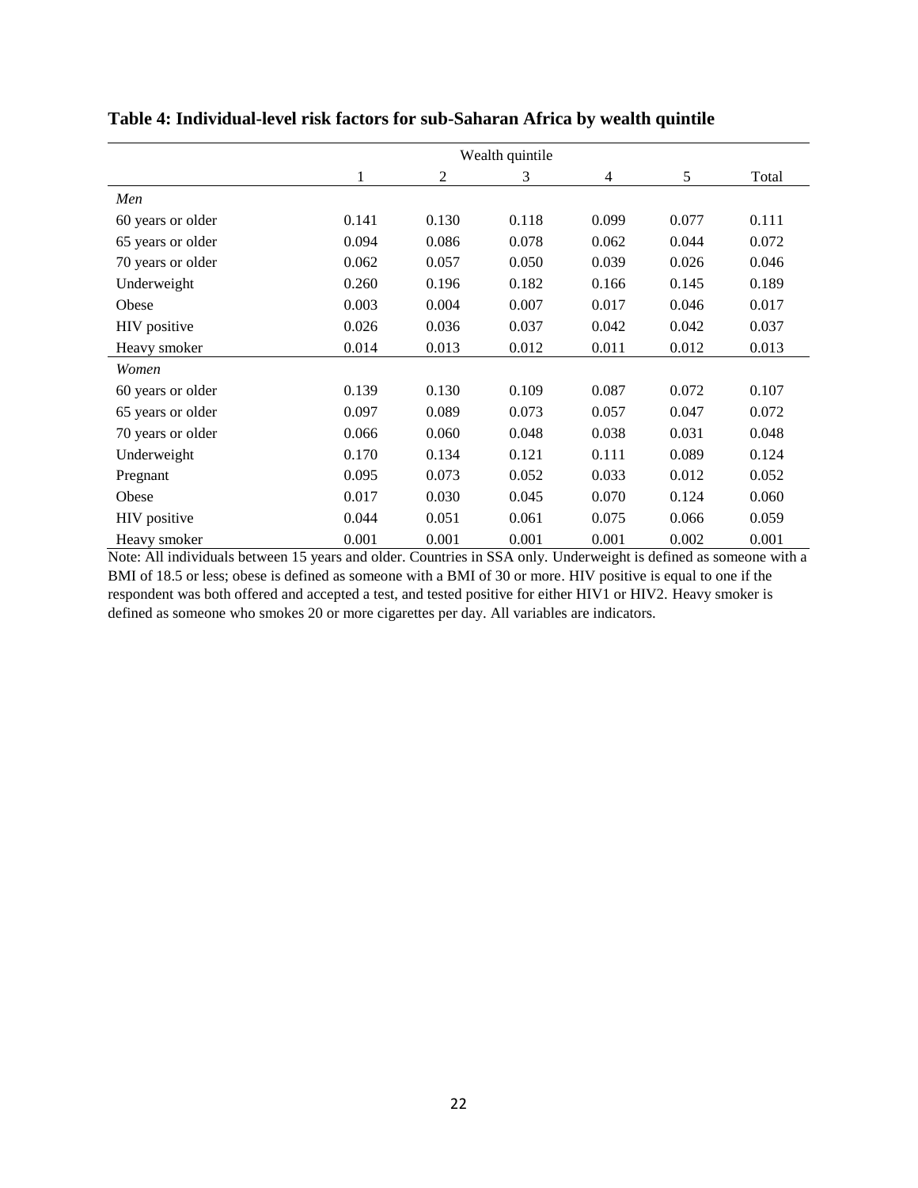**Table 4: Individual-level risk factors for sub-Saharan Africa by wealth quintile**

| | Wealth quintile | | | | | |
|---|---|---|---|---|---|---|
| | 1 | 2 | 3 | 4 | 5 | Total |
| *Men* | | | | | | |
| 60 years or older | 0.141 | 0.130 | 0.118 | 0.099 | 0.077 | 0.111 |
| 65 years or older | 0.094 | 0.086 | 0.078 | 0.062 | 0.044 | 0.072 |
| 70 years or older | 0.062 | 0.057 | 0.050 | 0.039 | 0.026 | 0.046 |
| Underweight | 0.260 | 0.196 | 0.182 | 0.166 | 0.145 | 0.189 |
| Obese | 0.003 | 0.004 | 0.007 | 0.017 | 0.046 | 0.017 |
| HIV positive | 0.026 | 0.036 | 0.037 | 0.042 | 0.042 | 0.037 |
| Heavy smoker | 0.014 | 0.013 | 0.012 | 0.011 | 0.012 | 0.013 |
| *Women* | | | | | | |
| 60 years or older | 0.139 | 0.130 | 0.109 | 0.087 | 0.072 | 0.107 |
| 65 years or older | 0.097 | 0.089 | 0.073 | 0.057 | 0.047 | 0.072 |
| 70 years or older | 0.066 | 0.060 | 0.048 | 0.038 | 0.031 | 0.048 |
| Underweight | 0.170 | 0.134 | 0.121 | 0.111 | 0.089 | 0.124 |
| Pregnant | 0.095 | 0.073 | 0.052 | 0.033 | 0.012 | 0.052 |
| Obese | 0.017 | 0.030 | 0.045 | 0.070 | 0.124 | 0.060 |
| HIV positive | 0.044 | 0.051 | 0.061 | 0.075 | 0.066 | 0.059 |
| Heavy smoker | 0.001 | 0.001 | 0.001 | 0.001 | 0.002 | 0.001 |

Note: All individuals between 15 years and older. Countries in SSA only. Underweight is defined as someone with a BMI of 18.5 or less; obese is defined as someone with a BMI of 30 or more. HIV positive is equal to one if the respondent was both offered and accepted a test, and tested positive for either HIV1 or HIV2. Heavy smoker is defined as someone who smokes 20 or more cigarettes per day. All variables are indicators.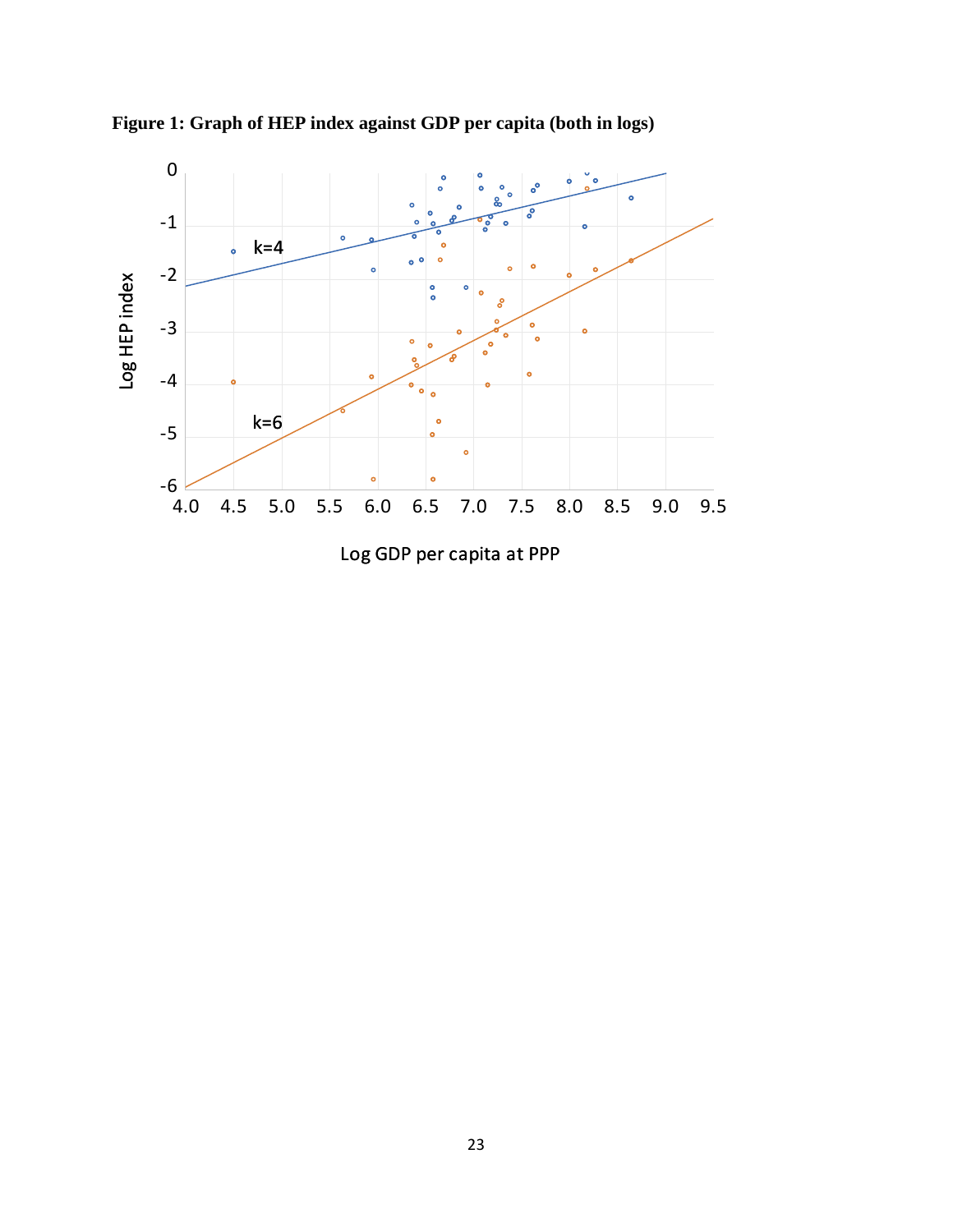**Figure 1: Graph of HEP index against GDP per capita (both in logs)**

0
-1
-2
-3
-4
-5
-6

k=4

k=6

4.0 4.5 5.0 5.5 6.0 6.5 7.0 7.5 8.0 8.5 9.0 9.5

Log HEP index

Log GDP per capita at PPP